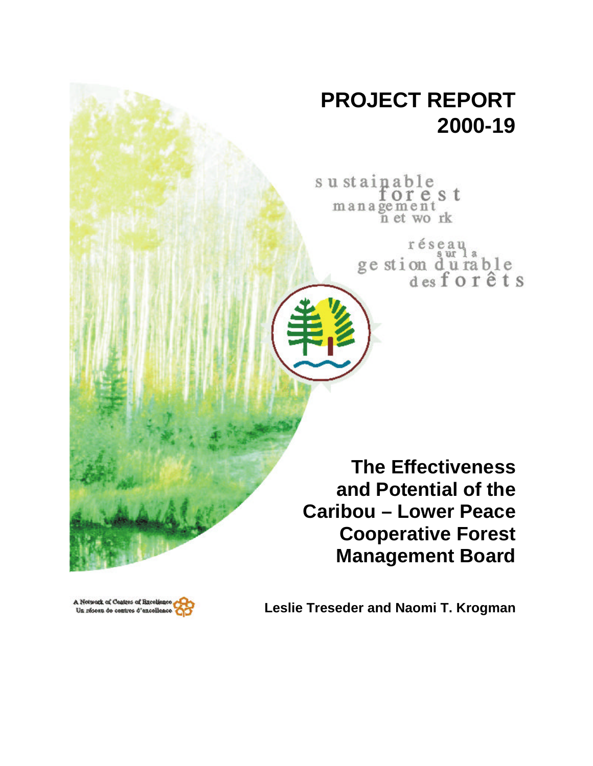# PROJECT REPORT 2000-19

sustainable forest management network

réseau sur la gestion durable des forêts

## The Effectiveness and Potential of the Caribou – Lower Peace Cooperative Forest Management Board

**Leslie Treseder and Naomi T. Krogman**

A Network of Centres of Excellence
Un réseau de centres d'excellence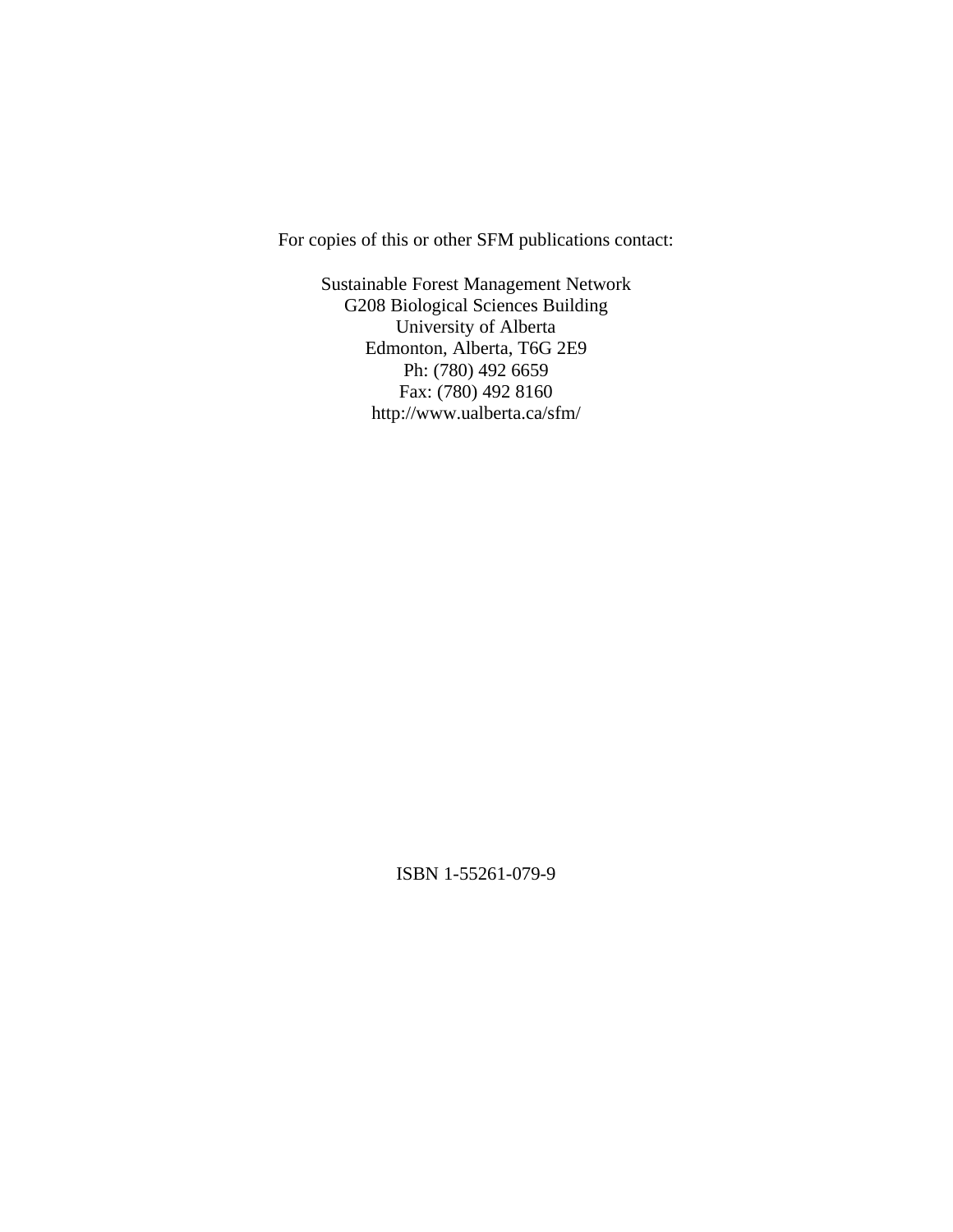For copies of this or other SFM publications contact:

Sustainable Forest Management Network
G208 Biological Sciences Building
University of Alberta
Edmonton, Alberta, T6G 2E9
Ph: (780) 492 6659
Fax: (780) 492 8160
http://www.ualberta.ca/sfm/

ISBN 1-55261-079-9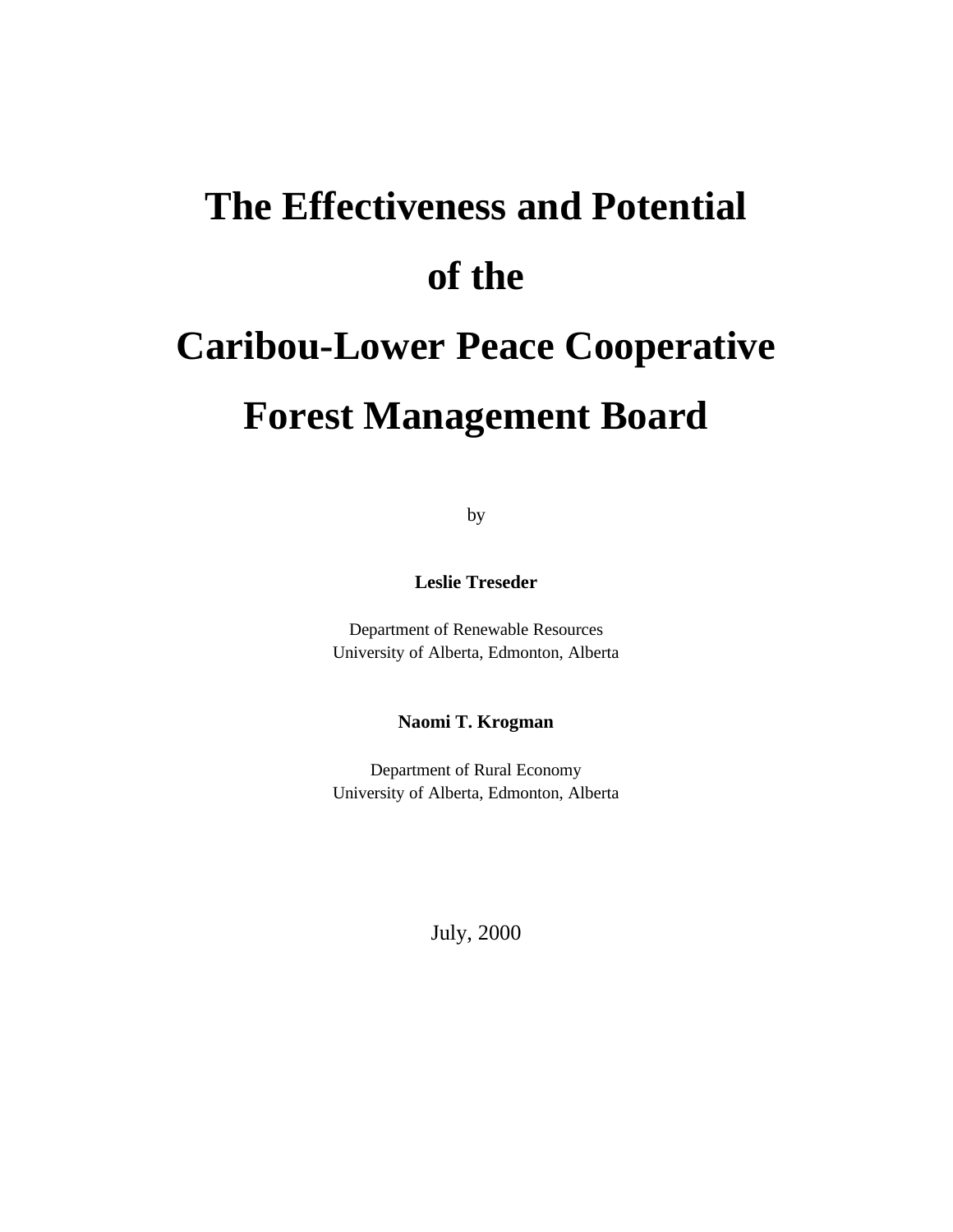# The Effectiveness and Potential of the Caribou-Lower Peace Cooperative Forest Management Board

by

**Leslie Treseder**

Department of Renewable Resources
University of Alberta, Edmonton, Alberta

**Naomi T. Krogman**

Department of Rural Economy
University of Alberta, Edmonton, Alberta

July, 2000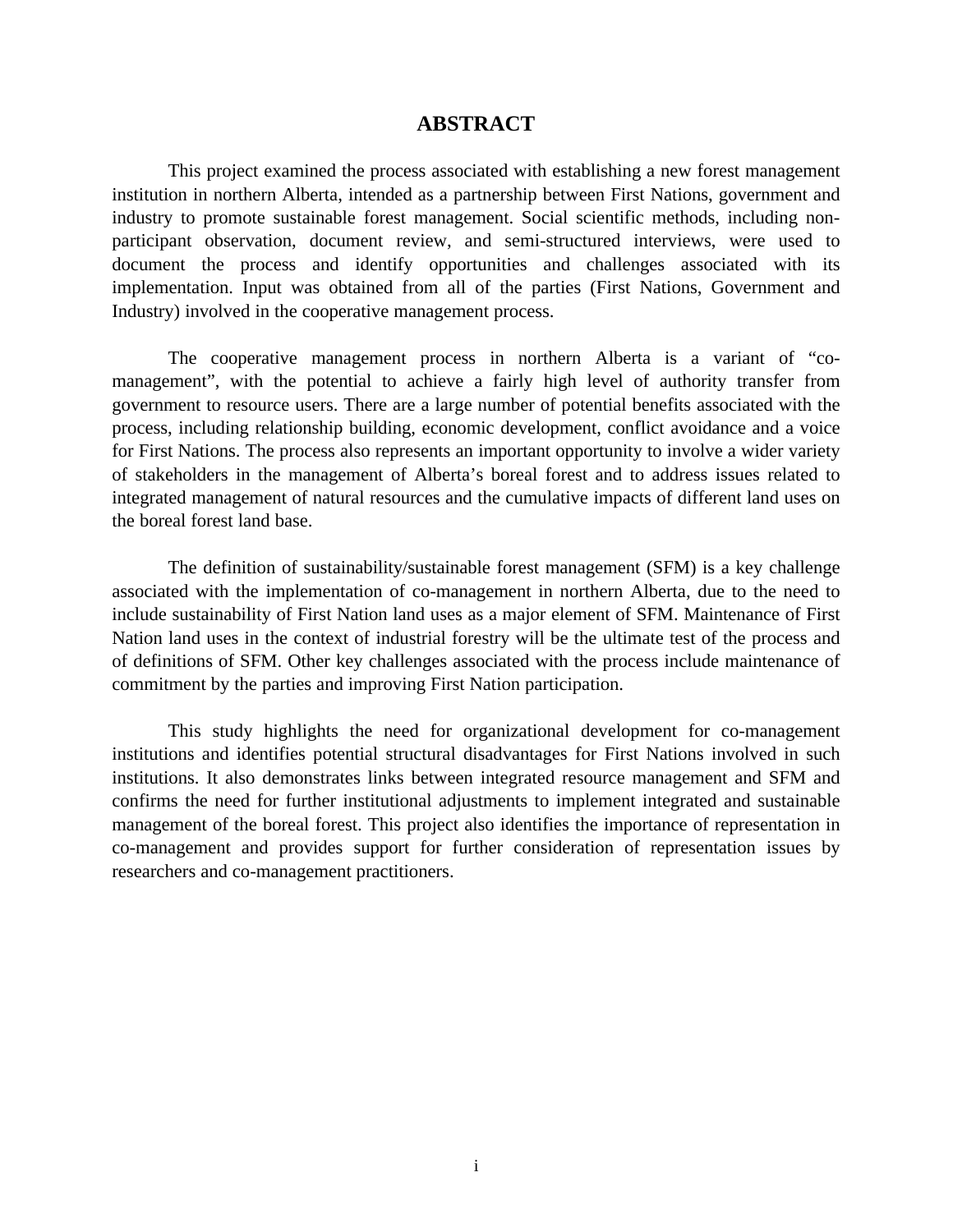# ABSTRACT

This project examined the process associated with establishing a new forest management institution in northern Alberta, intended as a partnership between First Nations, government and industry to promote sustainable forest management. Social scientific methods, including non-participant observation, document review, and semi-structured interviews, were used to document the process and identify opportunities and challenges associated with its implementation. Input was obtained from all of the parties (First Nations, Government and Industry) involved in the cooperative management process.

The cooperative management process in northern Alberta is a variant of "co-management", with the potential to achieve a fairly high level of authority transfer from government to resource users. There are a large number of potential benefits associated with the process, including relationship building, economic development, conflict avoidance and a voice for First Nations. The process also represents an important opportunity to involve a wider variety of stakeholders in the management of Alberta's boreal forest and to address issues related to integrated management of natural resources and the cumulative impacts of different land uses on the boreal forest land base.

The definition of sustainability/sustainable forest management (SFM) is a key challenge associated with the implementation of co-management in northern Alberta, due to the need to include sustainability of First Nation land uses as a major element of SFM. Maintenance of First Nation land uses in the context of industrial forestry will be the ultimate test of the process and of definitions of SFM. Other key challenges associated with the process include maintenance of commitment by the parties and improving First Nation participation.

This study highlights the need for organizational development for co-management institutions and identifies potential structural disadvantages for First Nations involved in such institutions. It also demonstrates links between integrated resource management and SFM and confirms the need for further institutional adjustments to implement integrated and sustainable management of the boreal forest. This project also identifies the importance of representation in co-management and provides support for further consideration of representation issues by researchers and co-management practitioners.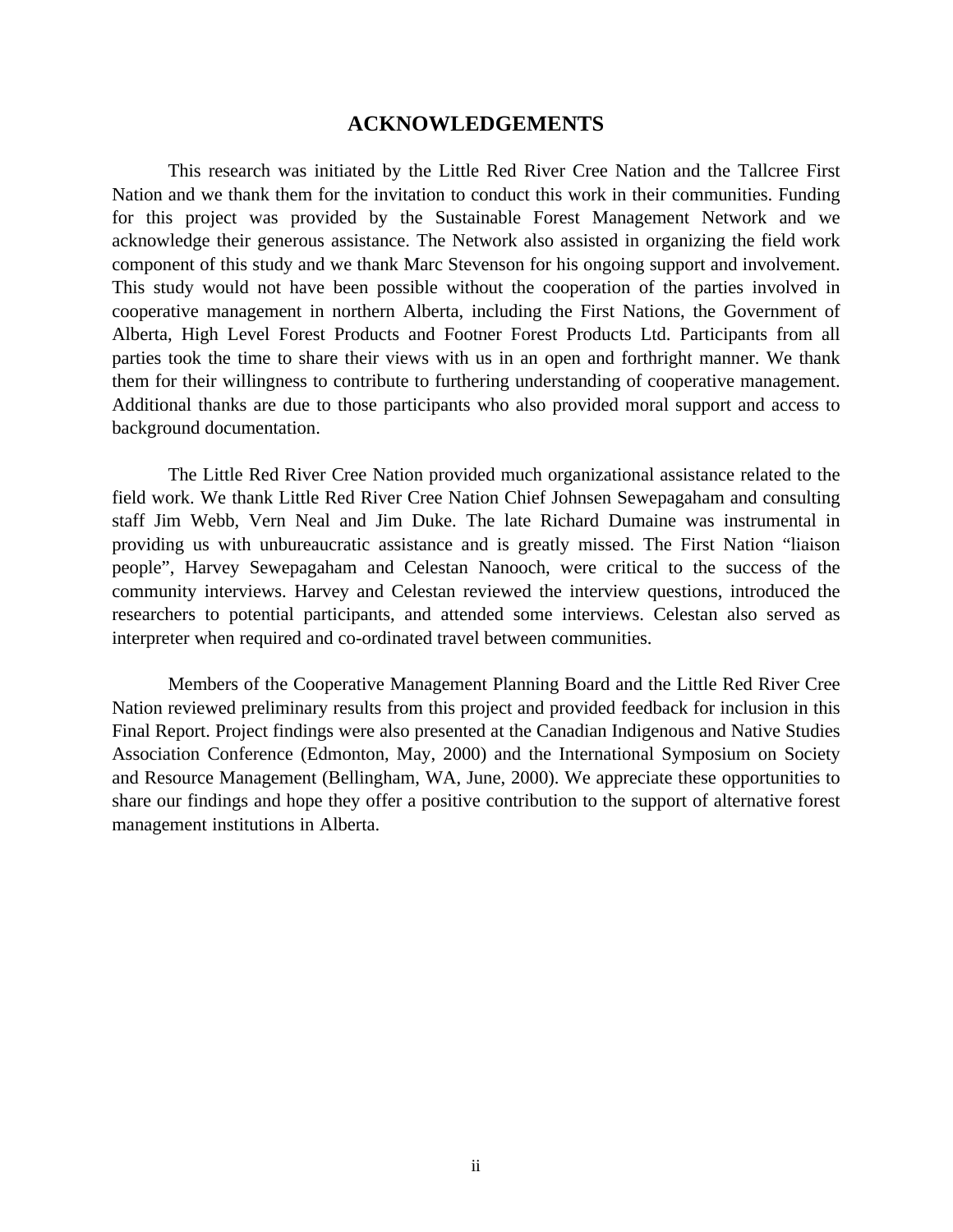# ACKNOWLEDGEMENTS

This research was initiated by the Little Red River Cree Nation and the Tallcree First Nation and we thank them for the invitation to conduct this work in their communities. Funding for this project was provided by the Sustainable Forest Management Network and we acknowledge their generous assistance. The Network also assisted in organizing the field work component of this study and we thank Marc Stevenson for his ongoing support and involvement. This study would not have been possible without the cooperation of the parties involved in cooperative management in northern Alberta, including the First Nations, the Government of Alberta, High Level Forest Products and Footner Forest Products Ltd. Participants from all parties took the time to share their views with us in an open and forthright manner. We thank them for their willingness to contribute to furthering understanding of cooperative management. Additional thanks are due to those participants who also provided moral support and access to background documentation.

The Little Red River Cree Nation provided much organizational assistance related to the field work. We thank Little Red River Cree Nation Chief Johnsen Sewepagaham and consulting staff Jim Webb, Vern Neal and Jim Duke. The late Richard Dumaine was instrumental in providing us with unbureaucratic assistance and is greatly missed. The First Nation "liaison people", Harvey Sewepagaham and Celestan Nanooch, were critical to the success of the community interviews. Harvey and Celestan reviewed the interview questions, introduced the researchers to potential participants, and attended some interviews. Celestan also served as interpreter when required and co-ordinated travel between communities.

Members of the Cooperative Management Planning Board and the Little Red River Cree Nation reviewed preliminary results from this project and provided feedback for inclusion in this Final Report. Project findings were also presented at the Canadian Indigenous and Native Studies Association Conference (Edmonton, May, 2000) and the International Symposium on Society and Resource Management (Bellingham, WA, June, 2000). We appreciate these opportunities to share our findings and hope they offer a positive contribution to the support of alternative forest management institutions in Alberta.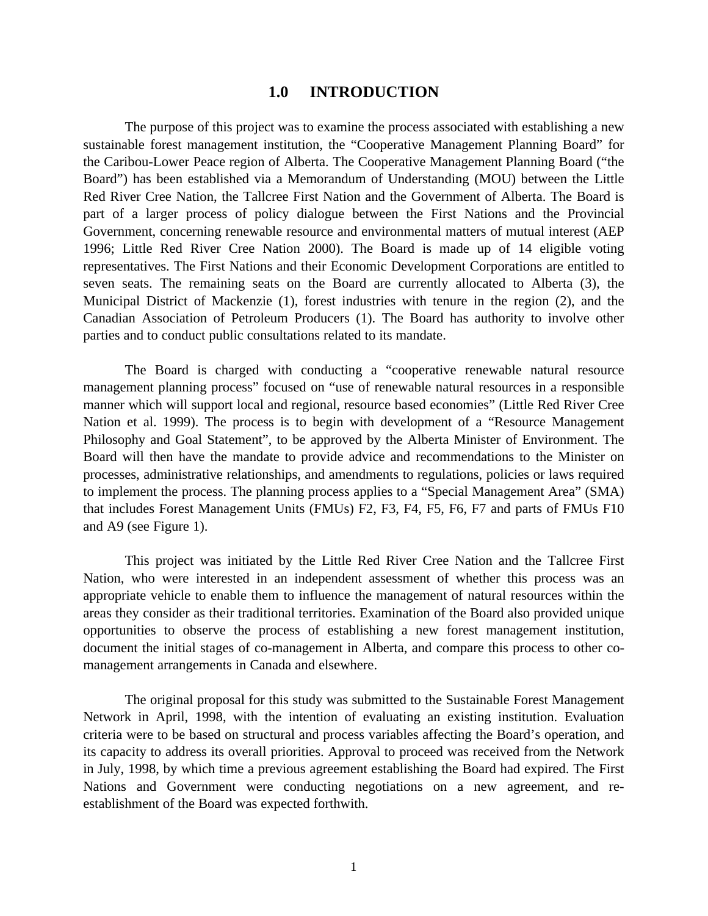# 1.0 INTRODUCTION

The purpose of this project was to examine the process associated with establishing a new sustainable forest management institution, the "Cooperative Management Planning Board" for the Caribou-Lower Peace region of Alberta. The Cooperative Management Planning Board ("the Board") has been established via a Memorandum of Understanding (MOU) between the Little Red River Cree Nation, the Tallcree First Nation and the Government of Alberta. The Board is part of a larger process of policy dialogue between the First Nations and the Provincial Government, concerning renewable resource and environmental matters of mutual interest (AEP 1996; Little Red River Cree Nation 2000). The Board is made up of 14 eligible voting representatives. The First Nations and their Economic Development Corporations are entitled to seven seats. The remaining seats on the Board are currently allocated to Alberta (3), the Municipal District of Mackenzie (1), forest industries with tenure in the region (2), and the Canadian Association of Petroleum Producers (1). The Board has authority to involve other parties and to conduct public consultations related to its mandate.

The Board is charged with conducting a "cooperative renewable natural resource management planning process" focused on "use of renewable natural resources in a responsible manner which will support local and regional, resource based economies" (Little Red River Cree Nation et al. 1999). The process is to begin with development of a "Resource Management Philosophy and Goal Statement", to be approved by the Alberta Minister of Environment. The Board will then have the mandate to provide advice and recommendations to the Minister on processes, administrative relationships, and amendments to regulations, policies or laws required to implement the process. The planning process applies to a "Special Management Area" (SMA) that includes Forest Management Units (FMUs) F2, F3, F4, F5, F6, F7 and parts of FMUs F10 and A9 (see Figure 1).

This project was initiated by the Little Red River Cree Nation and the Tallcree First Nation, who were interested in an independent assessment of whether this process was an appropriate vehicle to enable them to influence the management of natural resources within the areas they consider as their traditional territories. Examination of the Board also provided unique opportunities to observe the process of establishing a new forest management institution, document the initial stages of co-management in Alberta, and compare this process to other co-management arrangements in Canada and elsewhere.

The original proposal for this study was submitted to the Sustainable Forest Management Network in April, 1998, with the intention of evaluating an existing institution. Evaluation criteria were to be based on structural and process variables affecting the Board's operation, and its capacity to address its overall priorities. Approval to proceed was received from the Network in July, 1998, by which time a previous agreement establishing the Board had expired. The First Nations and Government were conducting negotiations on a new agreement, and re-establishment of the Board was expected forthwith.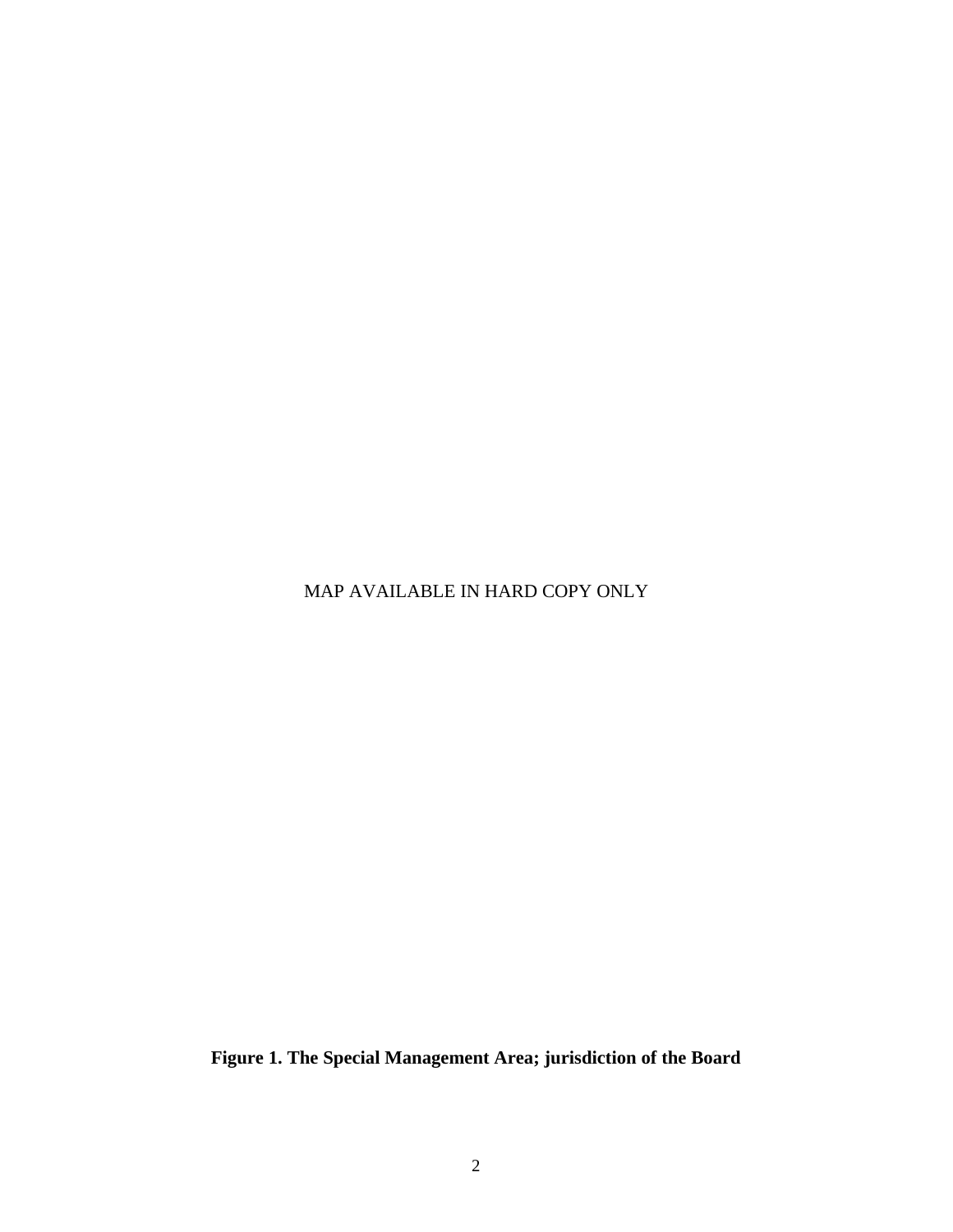MAP AVAILABLE IN HARD COPY ONLY

**Figure 1. The Special Management Area; jurisdiction of the Board**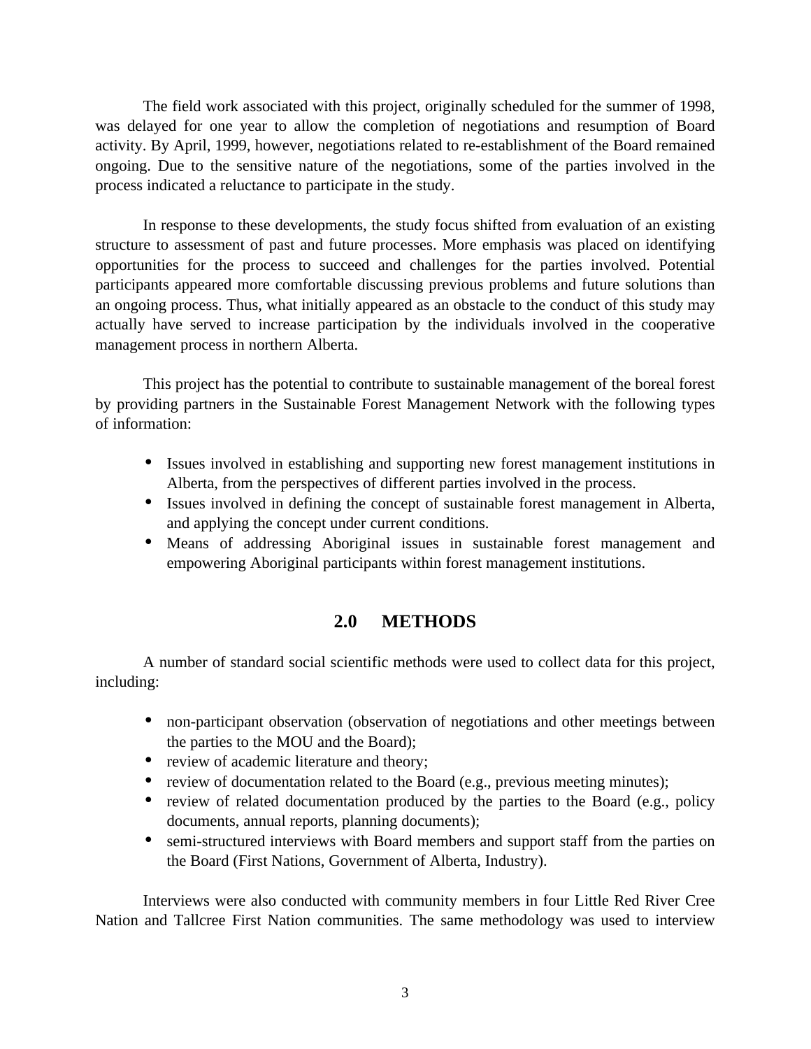The field work associated with this project, originally scheduled for the summer of 1998, was delayed for one year to allow the completion of negotiations and resumption of Board activity. By April, 1999, however, negotiations related to re-establishment of the Board remained ongoing. Due to the sensitive nature of the negotiations, some of the parties involved in the process indicated a reluctance to participate in the study.

In response to these developments, the study focus shifted from evaluation of an existing structure to assessment of past and future processes. More emphasis was placed on identifying opportunities for the process to succeed and challenges for the parties involved. Potential participants appeared more comfortable discussing previous problems and future solutions than an ongoing process. Thus, what initially appeared as an obstacle to the conduct of this study may actually have served to increase participation by the individuals involved in the cooperative management process in northern Alberta.

This project has the potential to contribute to sustainable management of the boreal forest by providing partners in the Sustainable Forest Management Network with the following types of information:

- Issues involved in establishing and supporting new forest management institutions in Alberta, from the perspectives of different parties involved in the process.
- Issues involved in defining the concept of sustainable forest management in Alberta, and applying the concept under current conditions.
- Means of addressing Aboriginal issues in sustainable forest management and empowering Aboriginal participants within forest management institutions.

## 2.0 METHODS

A number of standard social scientific methods were used to collect data for this project, including:

- non-participant observation (observation of negotiations and other meetings between the parties to the MOU and the Board);
- review of academic literature and theory;
- review of documentation related to the Board (e.g., previous meeting minutes);
- review of related documentation produced by the parties to the Board (e.g., policy documents, annual reports, planning documents);
- semi-structured interviews with Board members and support staff from the parties on the Board (First Nations, Government of Alberta, Industry).

Interviews were also conducted with community members in four Little Red River Cree Nation and Tallcree First Nation communities. The same methodology was used to interview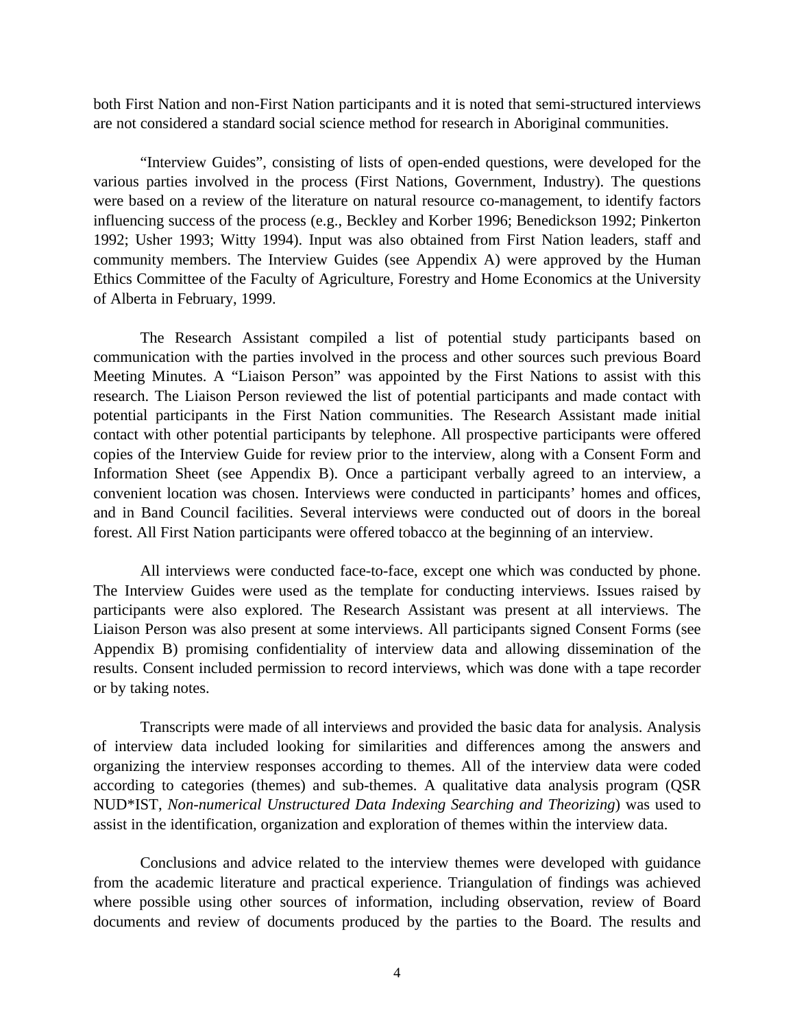both First Nation and non-First Nation participants and it is noted that semi-structured interviews are not considered a standard social science method for research in Aboriginal communities.

"Interview Guides", consisting of lists of open-ended questions, were developed for the various parties involved in the process (First Nations, Government, Industry). The questions were based on a review of the literature on natural resource co-management, to identify factors influencing success of the process (e.g., Beckley and Korber 1996; Benedickson 1992; Pinkerton 1992; Usher 1993; Witty 1994). Input was also obtained from First Nation leaders, staff and community members. The Interview Guides (see Appendix A) were approved by the Human Ethics Committee of the Faculty of Agriculture, Forestry and Home Economics at the University of Alberta in February, 1999.

The Research Assistant compiled a list of potential study participants based on communication with the parties involved in the process and other sources such previous Board Meeting Minutes. A "Liaison Person" was appointed by the First Nations to assist with this research. The Liaison Person reviewed the list of potential participants and made contact with potential participants in the First Nation communities. The Research Assistant made initial contact with other potential participants by telephone. All prospective participants were offered copies of the Interview Guide for review prior to the interview, along with a Consent Form and Information Sheet (see Appendix B). Once a participant verbally agreed to an interview, a convenient location was chosen. Interviews were conducted in participants' homes and offices, and in Band Council facilities. Several interviews were conducted out of doors in the boreal forest. All First Nation participants were offered tobacco at the beginning of an interview.

All interviews were conducted face-to-face, except one which was conducted by phone. The Interview Guides were used as the template for conducting interviews. Issues raised by participants were also explored. The Research Assistant was present at all interviews. The Liaison Person was also present at some interviews. All participants signed Consent Forms (see Appendix B) promising confidentiality of interview data and allowing dissemination of the results. Consent included permission to record interviews, which was done with a tape recorder or by taking notes.

Transcripts were made of all interviews and provided the basic data for analysis. Analysis of interview data included looking for similarities and differences among the answers and organizing the interview responses according to themes. All of the interview data were coded according to categories (themes) and sub-themes. A qualitative data analysis program (QSR NUD*IST, *Non-numerical Unstructured Data Indexing Searching and Theorizing*) was used to assist in the identification, organization and exploration of themes within the interview data.

Conclusions and advice related to the interview themes were developed with guidance from the academic literature and practical experience. Triangulation of findings was achieved where possible using other sources of information, including observation, review of Board documents and review of documents produced by the parties to the Board. The results and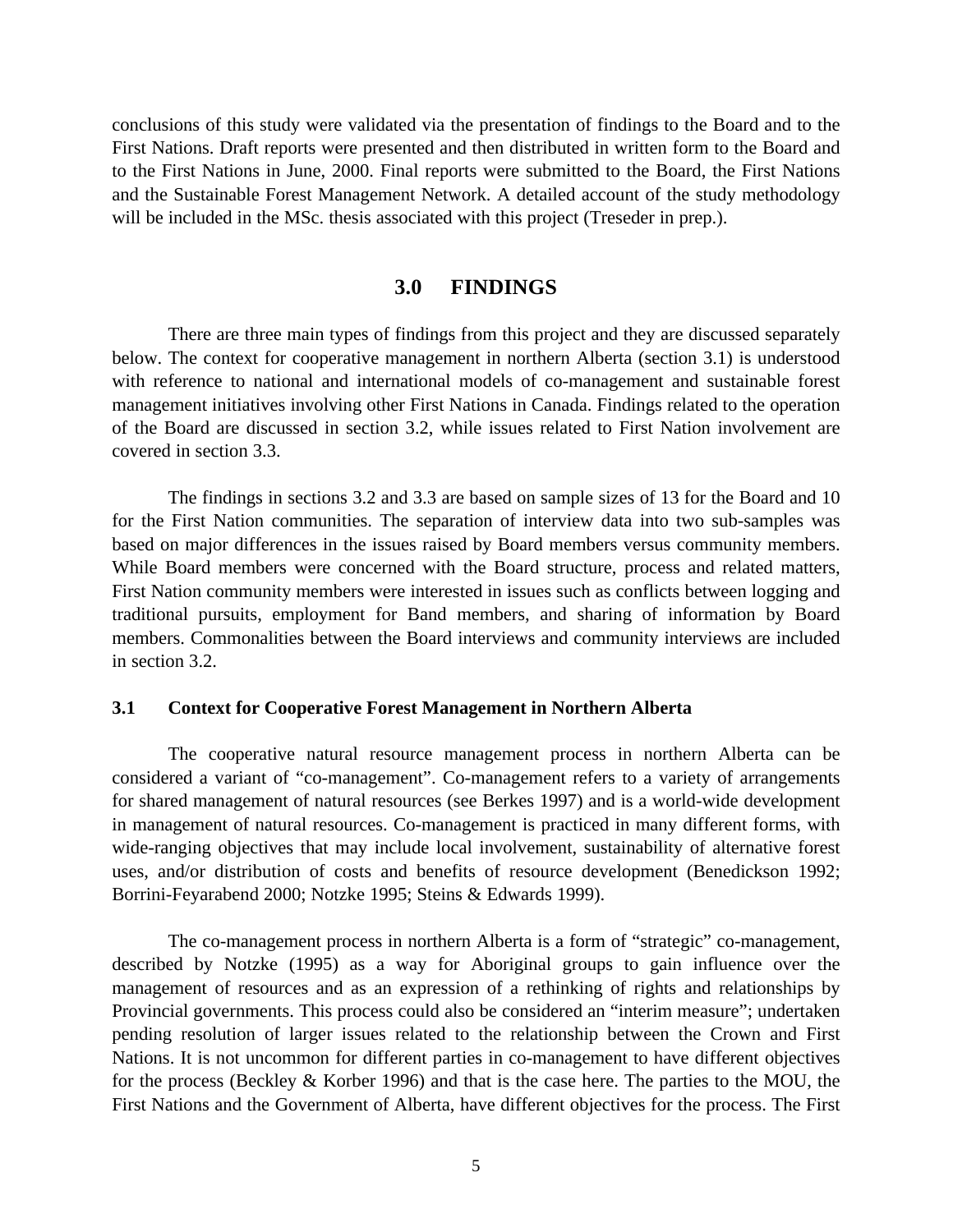conclusions of this study were validated via the presentation of findings to the Board and to the First Nations. Draft reports were presented and then distributed in written form to the Board and to the First Nations in June, 2000. Final reports were submitted to the Board, the First Nations and the Sustainable Forest Management Network. A detailed account of the study methodology will be included in the MSc. thesis associated with this project (Treseder in prep.).

# 3.0 FINDINGS

There are three main types of findings from this project and they are discussed separately below. The context for cooperative management in northern Alberta (section 3.1) is understood with reference to national and international models of co-management and sustainable forest management initiatives involving other First Nations in Canada. Findings related to the operation of the Board are discussed in section 3.2, while issues related to First Nation involvement are covered in section 3.3.

The findings in sections 3.2 and 3.3 are based on sample sizes of 13 for the Board and 10 for the First Nation communities. The separation of interview data into two sub-samples was based on major differences in the issues raised by Board members versus community members. While Board members were concerned with the Board structure, process and related matters, First Nation community members were interested in issues such as conflicts between logging and traditional pursuits, employment for Band members, and sharing of information by Board members. Commonalities between the Board interviews and community interviews are included in section 3.2.

## 3.1 Context for Cooperative Forest Management in Northern Alberta

The cooperative natural resource management process in northern Alberta can be considered a variant of "co-management". Co-management refers to a variety of arrangements for shared management of natural resources (see Berkes 1997) and is a world-wide development in management of natural resources. Co-management is practiced in many different forms, with wide-ranging objectives that may include local involvement, sustainability of alternative forest uses, and/or distribution of costs and benefits of resource development (Benedickson 1992; Borrini-Feyarabend 2000; Notzke 1995; Steins & Edwards 1999).

The co-management process in northern Alberta is a form of "strategic" co-management, described by Notzke (1995) as a way for Aboriginal groups to gain influence over the management of resources and as an expression of a rethinking of rights and relationships by Provincial governments. This process could also be considered an "interim measure"; undertaken pending resolution of larger issues related to the relationship between the Crown and First Nations. It is not uncommon for different parties in co-management to have different objectives for the process (Beckley & Korber 1996) and that is the case here. The parties to the MOU, the First Nations and the Government of Alberta, have different objectives for the process. The First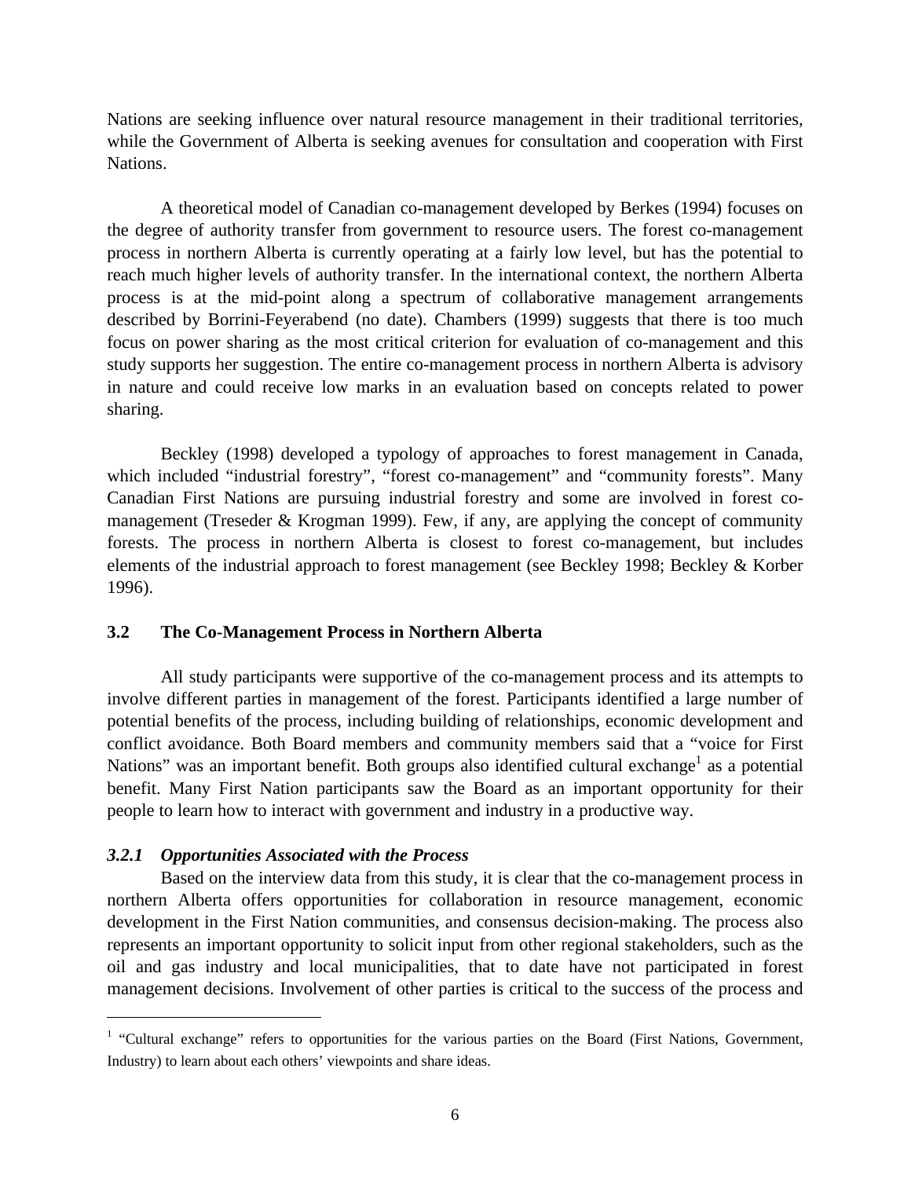Nations are seeking influence over natural resource management in their traditional territories, while the Government of Alberta is seeking avenues for consultation and cooperation with First Nations.

A theoretical model of Canadian co-management developed by Berkes (1994) focuses on the degree of authority transfer from government to resource users. The forest co-management process in northern Alberta is currently operating at a fairly low level, but has the potential to reach much higher levels of authority transfer. In the international context, the northern Alberta process is at the mid-point along a spectrum of collaborative management arrangements described by Borrini-Feyerabend (no date). Chambers (1999) suggests that there is too much focus on power sharing as the most critical criterion for evaluation of co-management and this study supports her suggestion. The entire co-management process in northern Alberta is advisory in nature and could receive low marks in an evaluation based on concepts related to power sharing.

Beckley (1998) developed a typology of approaches to forest management in Canada, which included "industrial forestry", "forest co-management" and "community forests". Many Canadian First Nations are pursuing industrial forestry and some are involved in forest co-management (Treseder & Krogman 1999). Few, if any, are applying the concept of community forests. The process in northern Alberta is closest to forest co-management, but includes elements of the industrial approach to forest management (see Beckley 1998; Beckley & Korber 1996).

## 3.2 The Co-Management Process in Northern Alberta

All study participants were supportive of the co-management process and its attempts to involve different parties in management of the forest. Participants identified a large number of potential benefits of the process, including building of relationships, economic development and conflict avoidance. Both Board members and community members said that a "voice for First Nations" was an important benefit. Both groups also identified cultural exchange[1] as a potential benefit. Many First Nation participants saw the Board as an important opportunity for their people to learn how to interact with government and industry in a productive way.

### *3.2.1 Opportunities Associated with the Process*

Based on the interview data from this study, it is clear that the co-management process in northern Alberta offers opportunities for collaboration in resource management, economic development in the First Nation communities, and consensus decision-making. The process also represents an important opportunity to solicit input from other regional stakeholders, such as the oil and gas industry and local municipalities, that to date have not participated in forest management decisions. Involvement of other parties is critical to the success of the process and

[1] "Cultural exchange" refers to opportunities for the various parties on the Board (First Nations, Government, Industry) to learn about each others' viewpoints and share ideas.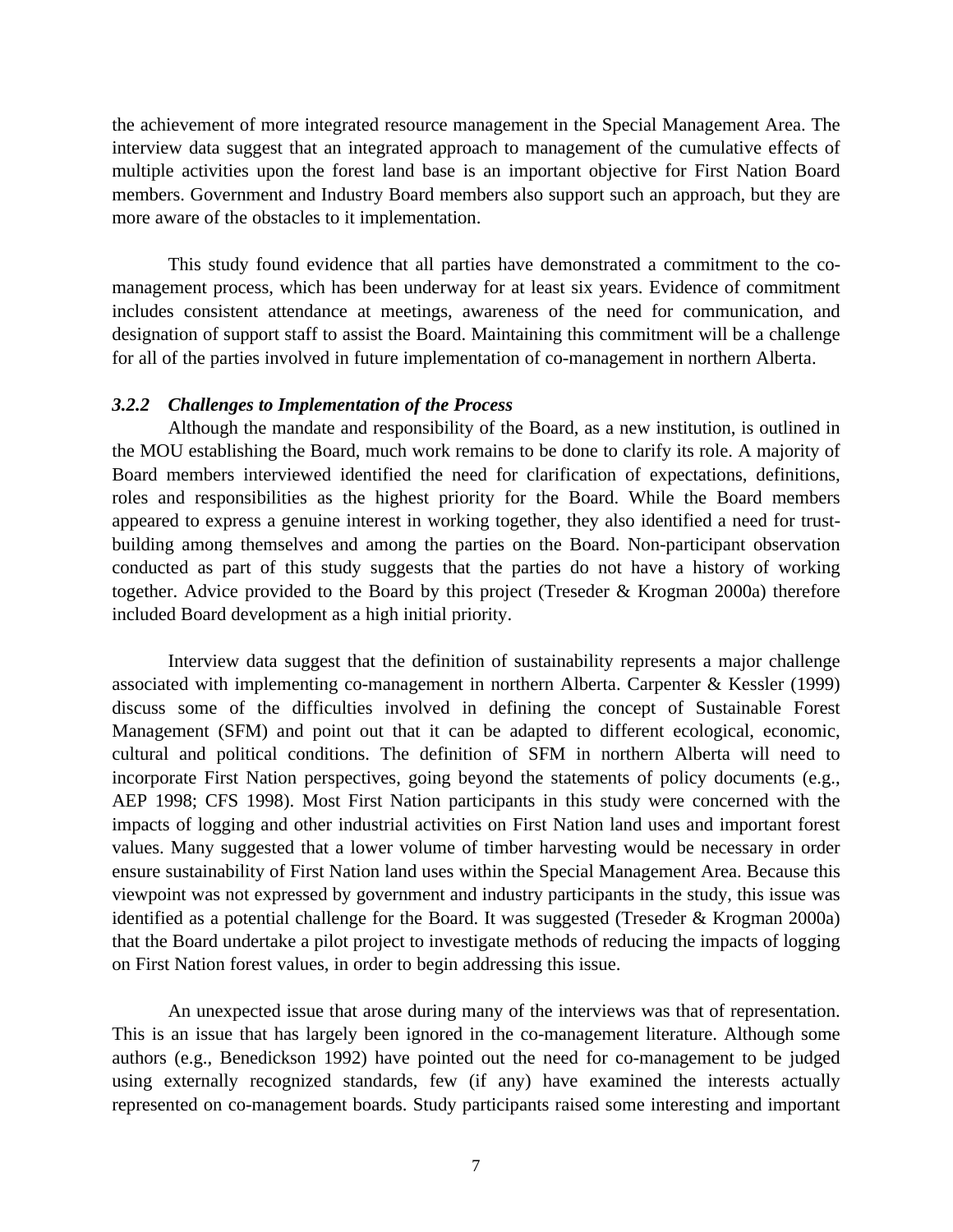the achievement of more integrated resource management in the Special Management Area. The interview data suggest that an integrated approach to management of the cumulative effects of multiple activities upon the forest land base is an important objective for First Nation Board members. Government and Industry Board members also support such an approach, but they are more aware of the obstacles to it implementation.

This study found evidence that all parties have demonstrated a commitment to the co-management process, which has been underway for at least six years. Evidence of commitment includes consistent attendance at meetings, awareness of the need for communication, and designation of support staff to assist the Board. Maintaining this commitment will be a challenge for all of the parties involved in future implementation of co-management in northern Alberta.

### *3.2.2 Challenges to Implementation of the Process*

Although the mandate and responsibility of the Board, as a new institution, is outlined in the MOU establishing the Board, much work remains to be done to clarify its role. A majority of Board members interviewed identified the need for clarification of expectations, definitions, roles and responsibilities as the highest priority for the Board. While the Board members appeared to express a genuine interest in working together, they also identified a need for trust-building among themselves and among the parties on the Board. Non-participant observation conducted as part of this study suggests that the parties do not have a history of working together. Advice provided to the Board by this project (Treseder & Krogman 2000a) therefore included Board development as a high initial priority.

Interview data suggest that the definition of sustainability represents a major challenge associated with implementing co-management in northern Alberta. Carpenter & Kessler (1999) discuss some of the difficulties involved in defining the concept of Sustainable Forest Management (SFM) and point out that it can be adapted to different ecological, economic, cultural and political conditions. The definition of SFM in northern Alberta will need to incorporate First Nation perspectives, going beyond the statements of policy documents (e.g., AEP 1998; CFS 1998). Most First Nation participants in this study were concerned with the impacts of logging and other industrial activities on First Nation land uses and important forest values. Many suggested that a lower volume of timber harvesting would be necessary in order ensure sustainability of First Nation land uses within the Special Management Area. Because this viewpoint was not expressed by government and industry participants in the study, this issue was identified as a potential challenge for the Board. It was suggested (Treseder & Krogman 2000a) that the Board undertake a pilot project to investigate methods of reducing the impacts of logging on First Nation forest values, in order to begin addressing this issue.

An unexpected issue that arose during many of the interviews was that of representation. This is an issue that has largely been ignored in the co-management literature. Although some authors (e.g., Benedickson 1992) have pointed out the need for co-management to be judged using externally recognized standards, few (if any) have examined the interests actually represented on co-management boards. Study participants raised some interesting and important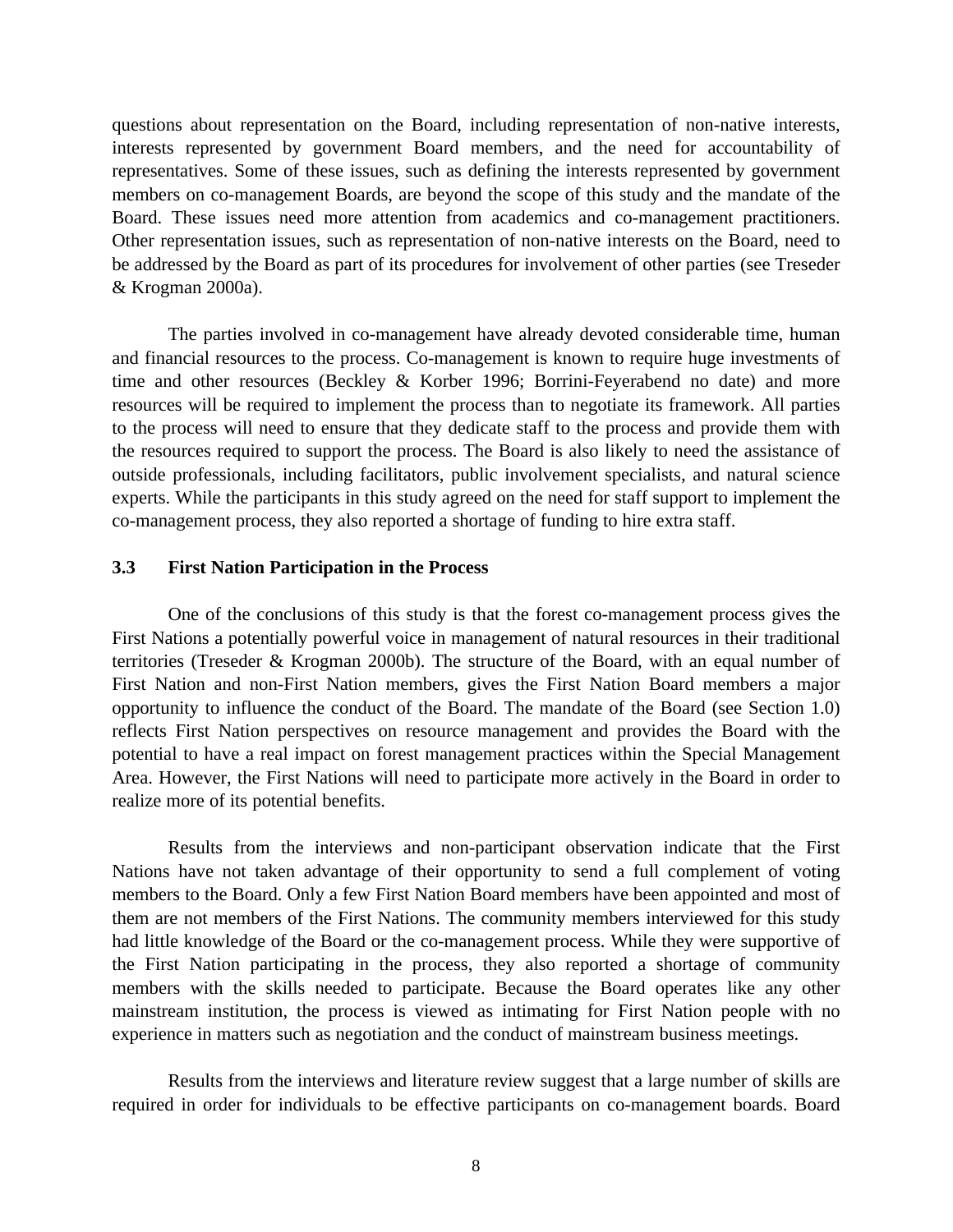questions about representation on the Board, including representation of non-native interests, interests represented by government Board members, and the need for accountability of representatives. Some of these issues, such as defining the interests represented by government members on co-management Boards, are beyond the scope of this study and the mandate of the Board. These issues need more attention from academics and co-management practitioners. Other representation issues, such as representation of non-native interests on the Board, need to be addressed by the Board as part of its procedures for involvement of other parties (see Treseder & Krogman 2000a).

The parties involved in co-management have already devoted considerable time, human and financial resources to the process. Co-management is known to require huge investments of time and other resources (Beckley & Korber 1996; Borrini-Feyerabend no date) and more resources will be required to implement the process than to negotiate its framework. All parties to the process will need to ensure that they dedicate staff to the process and provide them with the resources required to support the process. The Board is also likely to need the assistance of outside professionals, including facilitators, public involvement specialists, and natural science experts. While the participants in this study agreed on the need for staff support to implement the co-management process, they also reported a shortage of funding to hire extra staff.

### 3.3 First Nation Participation in the Process

One of the conclusions of this study is that the forest co-management process gives the First Nations a potentially powerful voice in management of natural resources in their traditional territories (Treseder & Krogman 2000b). The structure of the Board, with an equal number of First Nation and non-First Nation members, gives the First Nation Board members a major opportunity to influence the conduct of the Board. The mandate of the Board (see Section 1.0) reflects First Nation perspectives on resource management and provides the Board with the potential to have a real impact on forest management practices within the Special Management Area. However, the First Nations will need to participate more actively in the Board in order to realize more of its potential benefits.

Results from the interviews and non-participant observation indicate that the First Nations have not taken advantage of their opportunity to send a full complement of voting members to the Board. Only a few First Nation Board members have been appointed and most of them are not members of the First Nations. The community members interviewed for this study had little knowledge of the Board or the co-management process. While they were supportive of the First Nation participating in the process, they also reported a shortage of community members with the skills needed to participate. Because the Board operates like any other mainstream institution, the process is viewed as intimating for First Nation people with no experience in matters such as negotiation and the conduct of mainstream business meetings.

Results from the interviews and literature review suggest that a large number of skills are required in order for individuals to be effective participants on co-management boards. Board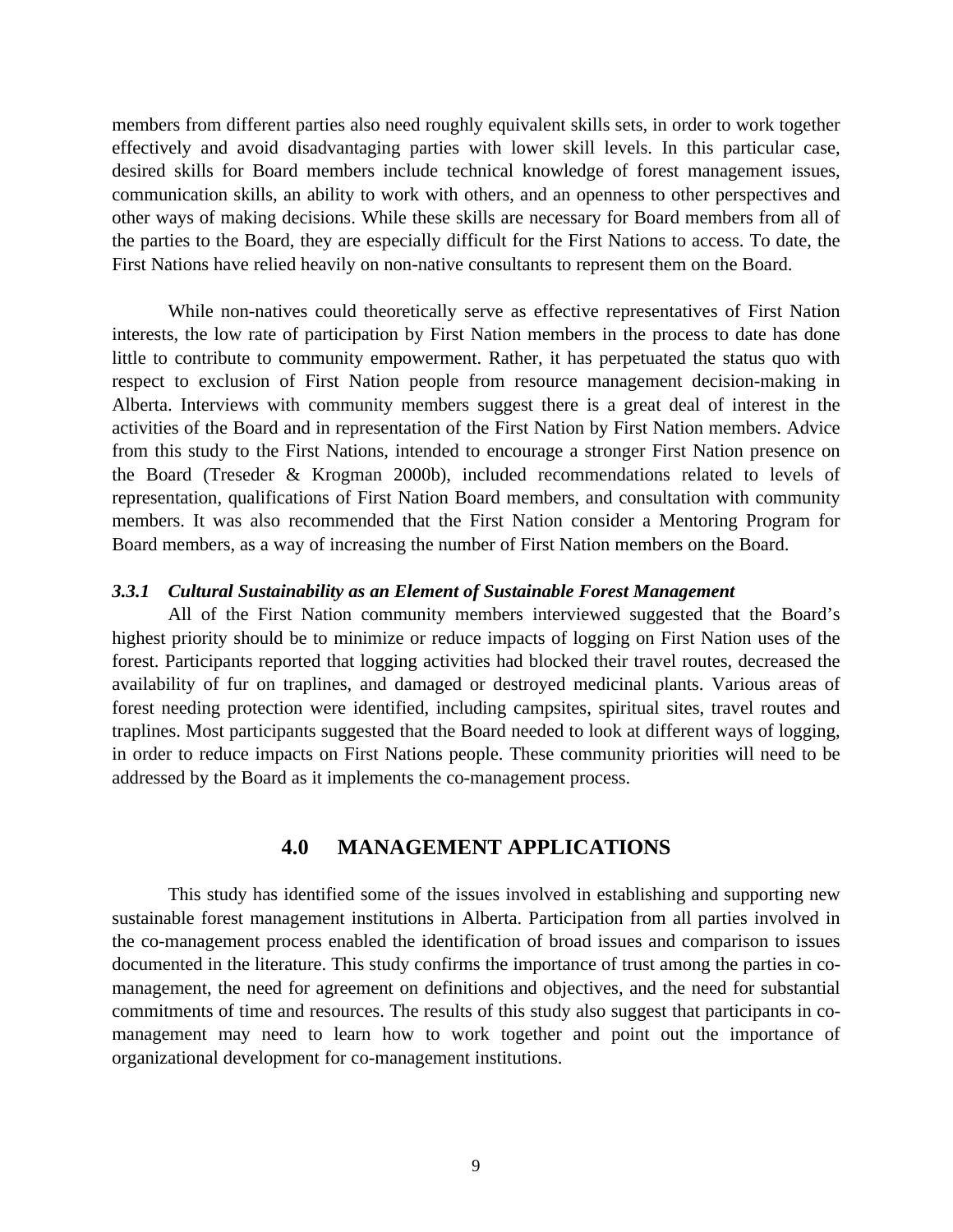members from different parties also need roughly equivalent skills sets, in order to work together effectively and avoid disadvantaging parties with lower skill levels. In this particular case, desired skills for Board members include technical knowledge of forest management issues, communication skills, an ability to work with others, and an openness to other perspectives and other ways of making decisions. While these skills are necessary for Board members from all of the parties to the Board, they are especially difficult for the First Nations to access. To date, the First Nations have relied heavily on non-native consultants to represent them on the Board.

While non-natives could theoretically serve as effective representatives of First Nation interests, the low rate of participation by First Nation members in the process to date has done little to contribute to community empowerment. Rather, it has perpetuated the status quo with respect to exclusion of First Nation people from resource management decision-making in Alberta. Interviews with community members suggest there is a great deal of interest in the activities of the Board and in representation of the First Nation by First Nation members. Advice from this study to the First Nations, intended to encourage a stronger First Nation presence on the Board (Treseder & Krogman 2000b), included recommendations related to levels of representation, qualifications of First Nation Board members, and consultation with community members. It was also recommended that the First Nation consider a Mentoring Program for Board members, as a way of increasing the number of First Nation members on the Board.

### *3.3.1 Cultural Sustainability as an Element of Sustainable Forest Management*

All of the First Nation community members interviewed suggested that the Board's highest priority should be to minimize or reduce impacts of logging on First Nation uses of the forest. Participants reported that logging activities had blocked their travel routes, decreased the availability of fur on traplines, and damaged or destroyed medicinal plants. Various areas of forest needing protection were identified, including campsites, spiritual sites, travel routes and traplines. Most participants suggested that the Board needed to look at different ways of logging, in order to reduce impacts on First Nations people. These community priorities will need to be addressed by the Board as it implements the co-management process.

## 4.0 MANAGEMENT APPLICATIONS

This study has identified some of the issues involved in establishing and supporting new sustainable forest management institutions in Alberta. Participation from all parties involved in the co-management process enabled the identification of broad issues and comparison to issues documented in the literature. This study confirms the importance of trust among the parties in co-management, the need for agreement on definitions and objectives, and the need for substantial commitments of time and resources. The results of this study also suggest that participants in co-management may need to learn how to work together and point out the importance of organizational development for co-management institutions.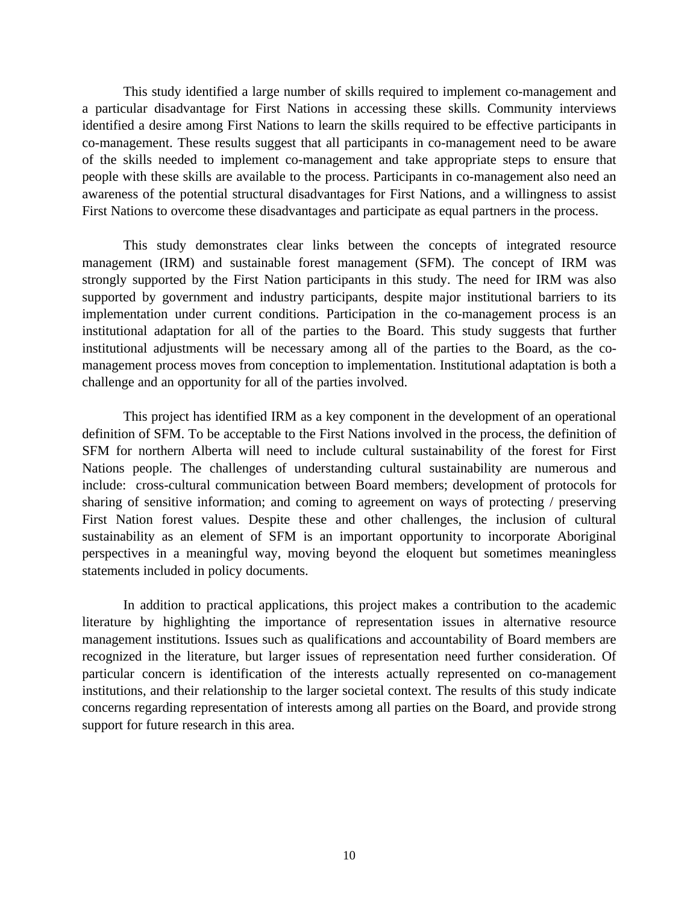This study identified a large number of skills required to implement co-management and a particular disadvantage for First Nations in accessing these skills. Community interviews identified a desire among First Nations to learn the skills required to be effective participants in co-management. These results suggest that all participants in co-management need to be aware of the skills needed to implement co-management and take appropriate steps to ensure that people with these skills are available to the process. Participants in co-management also need an awareness of the potential structural disadvantages for First Nations, and a willingness to assist First Nations to overcome these disadvantages and participate as equal partners in the process.

This study demonstrates clear links between the concepts of integrated resource management (IRM) and sustainable forest management (SFM). The concept of IRM was strongly supported by the First Nation participants in this study. The need for IRM was also supported by government and industry participants, despite major institutional barriers to its implementation under current conditions. Participation in the co-management process is an institutional adaptation for all of the parties to the Board. This study suggests that further institutional adjustments will be necessary among all of the parties to the Board, as the co-management process moves from conception to implementation. Institutional adaptation is both a challenge and an opportunity for all of the parties involved.

This project has identified IRM as a key component in the development of an operational definition of SFM. To be acceptable to the First Nations involved in the process, the definition of SFM for northern Alberta will need to include cultural sustainability of the forest for First Nations people. The challenges of understanding cultural sustainability are numerous and include: cross-cultural communication between Board members; development of protocols for sharing of sensitive information; and coming to agreement on ways of protecting / preserving First Nation forest values. Despite these and other challenges, the inclusion of cultural sustainability as an element of SFM is an important opportunity to incorporate Aboriginal perspectives in a meaningful way, moving beyond the eloquent but sometimes meaningless statements included in policy documents.

In addition to practical applications, this project makes a contribution to the academic literature by highlighting the importance of representation issues in alternative resource management institutions. Issues such as qualifications and accountability of Board members are recognized in the literature, but larger issues of representation need further consideration. Of particular concern is identification of the interests actually represented on co-management institutions, and their relationship to the larger societal context. The results of this study indicate concerns regarding representation of interests among all parties on the Board, and provide strong support for future research in this area.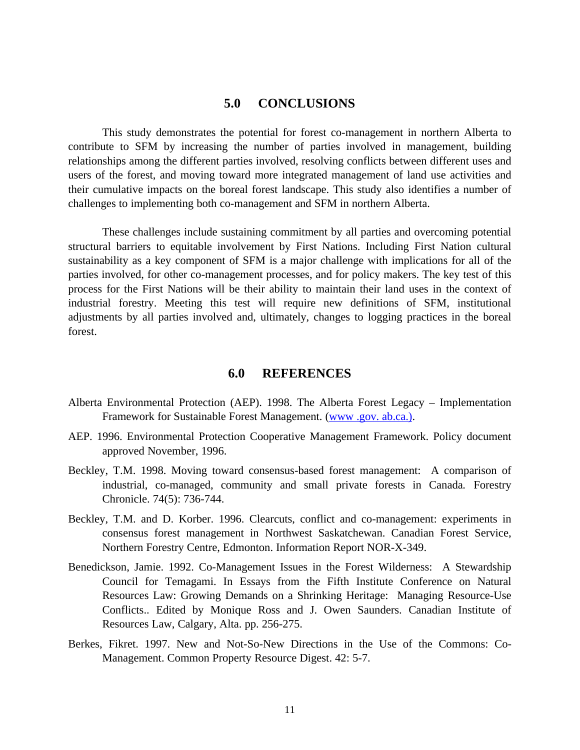## 5.0 CONCLUSIONS

This study demonstrates the potential for forest co-management in northern Alberta to contribute to SFM by increasing the number of parties involved in management, building relationships among the different parties involved, resolving conflicts between different uses and users of the forest, and moving toward more integrated management of land use activities and their cumulative impacts on the boreal forest landscape. This study also identifies a number of challenges to implementing both co-management and SFM in northern Alberta.

These challenges include sustaining commitment by all parties and overcoming potential structural barriers to equitable involvement by First Nations. Including First Nation cultural sustainability as a key component of SFM is a major challenge with implications for all of the parties involved, for other co-management processes, and for policy makers. The key test of this process for the First Nations will be their ability to maintain their land uses in the context of industrial forestry. Meeting this test will require new definitions of SFM, institutional adjustments by all parties involved and, ultimately, changes to logging practices in the boreal forest.

## 6.0 REFERENCES

Alberta Environmental Protection (AEP). 1998. The Alberta Forest Legacy – Implementation Framework for Sustainable Forest Management. (www .gov. ab.ca.).

AEP. 1996. Environmental Protection Cooperative Management Framework. Policy document approved November, 1996.

Beckley, T.M. 1998. Moving toward consensus-based forest management: A comparison of industrial, co-managed, community and small private forests in Canada. Forestry Chronicle. 74(5): 736-744.

Beckley, T.M. and D. Korber. 1996. Clearcuts, conflict and co-management: experiments in consensus forest management in Northwest Saskatchewan. Canadian Forest Service, Northern Forestry Centre, Edmonton. Information Report NOR-X-349.

Benedickson, Jamie. 1992. Co-Management Issues in the Forest Wilderness: A Stewardship Council for Temagami. In Essays from the Fifth Institute Conference on Natural Resources Law: Growing Demands on a Shrinking Heritage: Managing Resource-Use Conflicts.. Edited by Monique Ross and J. Owen Saunders. Canadian Institute of Resources Law, Calgary, Alta. pp. 256-275.

Berkes, Fikret. 1997. New and Not-So-New Directions in the Use of the Commons: Co-Management. Common Property Resource Digest. 42: 5-7.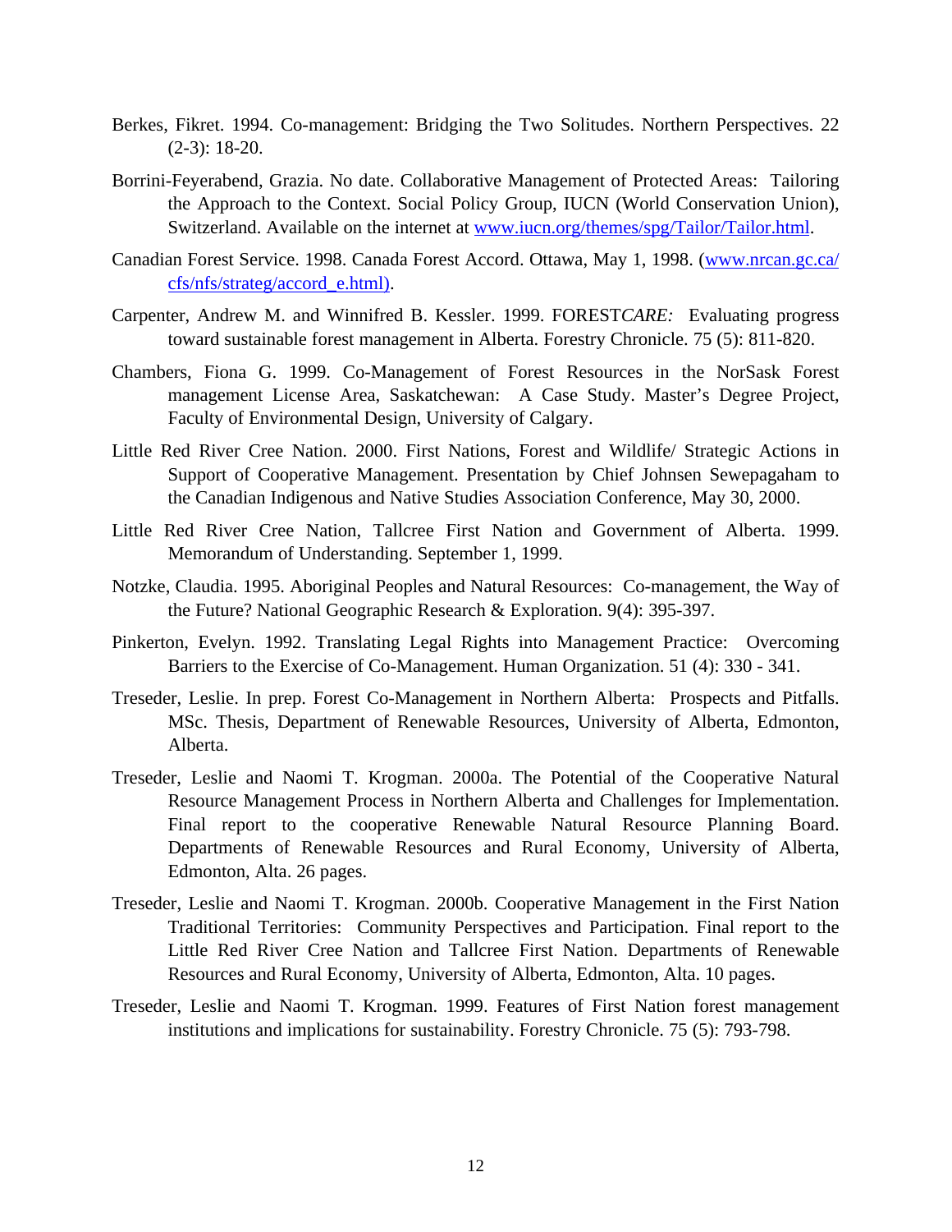Berkes, Fikret. 1994. Co-management: Bridging the Two Solitudes. Northern Perspectives. 22 (2-3): 18-20.

Borrini-Feyerabend, Grazia. No date. Collaborative Management of Protected Areas: Tailoring the Approach to the Context. Social Policy Group, IUCN (World Conservation Union), Switzerland. Available on the internet at www.iucn.org/themes/spg/Tailor/Tailor.html.

Canadian Forest Service. 1998. Canada Forest Accord. Ottawa, May 1, 1998. (www.nrcan.gc.ca/cfs/nfs/strateg/accord_e.html).

Carpenter, Andrew M. and Winnifred B. Kessler. 1999. FOREST*CARE:* Evaluating progress toward sustainable forest management in Alberta. Forestry Chronicle. 75 (5): 811-820.

Chambers, Fiona G. 1999. Co-Management of Forest Resources in the NorSask Forest management License Area, Saskatchewan: A Case Study. Master's Degree Project, Faculty of Environmental Design, University of Calgary.

Little Red River Cree Nation. 2000. First Nations, Forest and Wildlife/ Strategic Actions in Support of Cooperative Management. Presentation by Chief Johnsen Sewepagaham to the Canadian Indigenous and Native Studies Association Conference, May 30, 2000.

Little Red River Cree Nation, Tallcree First Nation and Government of Alberta. 1999. Memorandum of Understanding. September 1, 1999.

Notzke, Claudia. 1995. Aboriginal Peoples and Natural Resources: Co-management, the Way of the Future? National Geographic Research & Exploration. 9(4): 395-397.

Pinkerton, Evelyn. 1992. Translating Legal Rights into Management Practice: Overcoming Barriers to the Exercise of Co-Management. Human Organization. 51 (4): 330 - 341.

Treseder, Leslie. In prep. Forest Co-Management in Northern Alberta: Prospects and Pitfalls. MSc. Thesis, Department of Renewable Resources, University of Alberta, Edmonton, Alberta.

Treseder, Leslie and Naomi T. Krogman. 2000a. The Potential of the Cooperative Natural Resource Management Process in Northern Alberta and Challenges for Implementation. Final report to the cooperative Renewable Natural Resource Planning Board. Departments of Renewable Resources and Rural Economy, University of Alberta, Edmonton, Alta. 26 pages.

Treseder, Leslie and Naomi T. Krogman. 2000b. Cooperative Management in the First Nation Traditional Territories: Community Perspectives and Participation. Final report to the Little Red River Cree Nation and Tallcree First Nation. Departments of Renewable Resources and Rural Economy, University of Alberta, Edmonton, Alta. 10 pages.

Treseder, Leslie and Naomi T. Krogman. 1999. Features of First Nation forest management institutions and implications for sustainability. Forestry Chronicle. 75 (5): 793-798.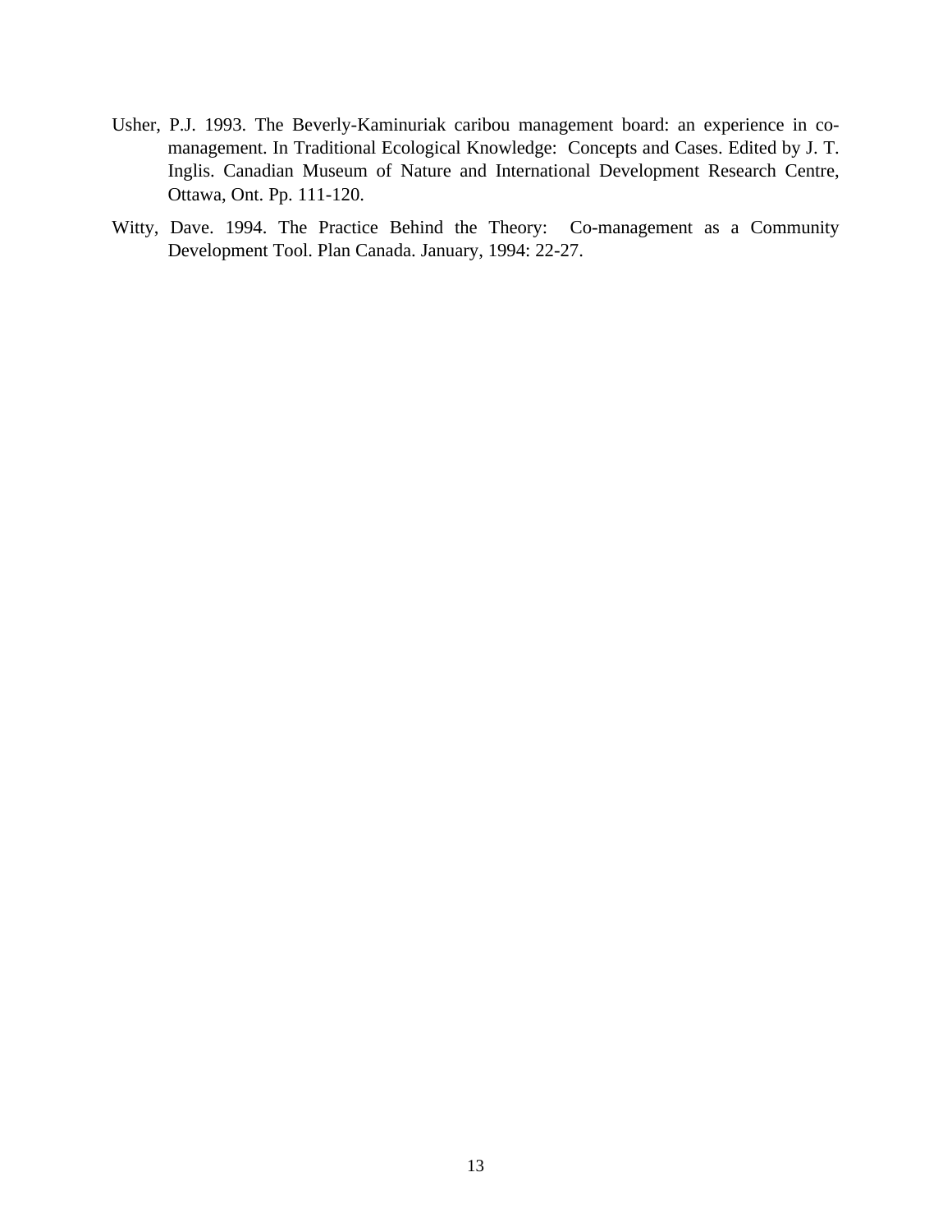Usher, P.J. 1993. The Beverly-Kaminuriak caribou management board: an experience in co-management. In Traditional Ecological Knowledge: Concepts and Cases. Edited by J. T. Inglis. Canadian Museum of Nature and International Development Research Centre, Ottawa, Ont. Pp. 111-120.

Witty, Dave. 1994. The Practice Behind the Theory: Co-management as a Community Development Tool. Plan Canada. January, 1994: 22-27.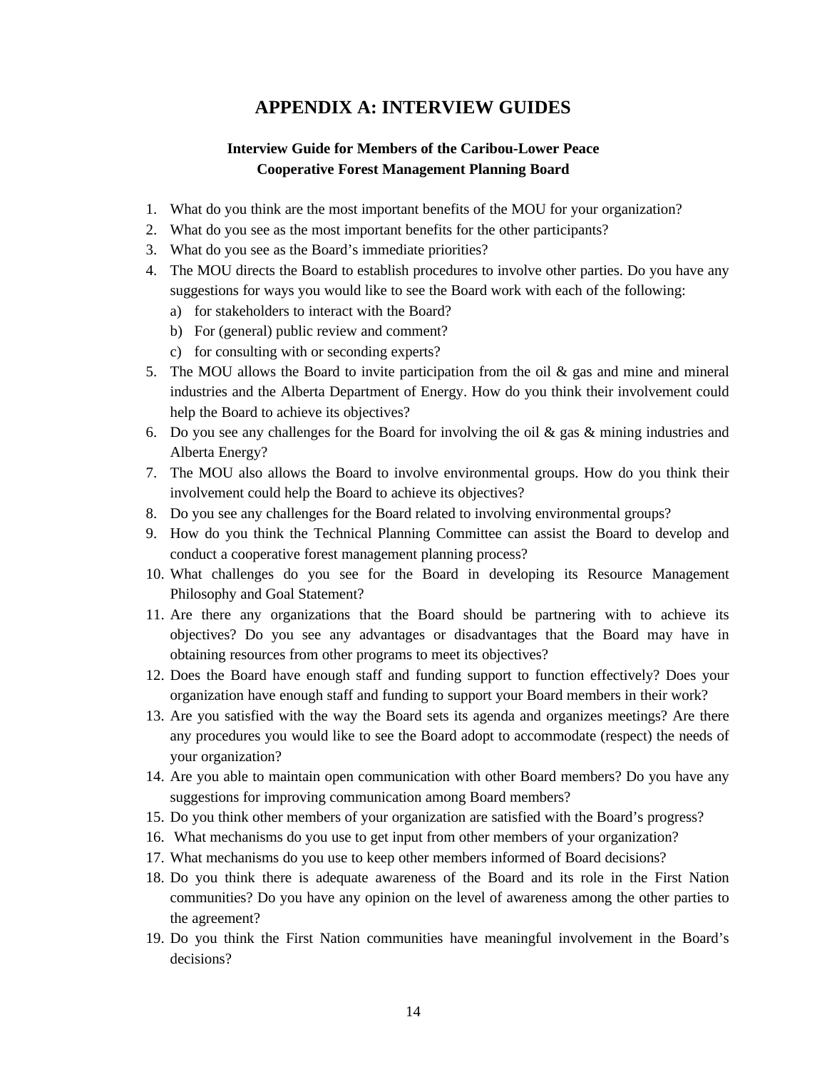# APPENDIX A: INTERVIEW GUIDES

### Interview Guide for Members of the Caribou-Lower Peace Cooperative Forest Management Planning Board

1. What do you think are the most important benefits of the MOU for your organization?
2. What do you see as the most important benefits for the other participants?
3. What do you see as the Board's immediate priorities?
4. The MOU directs the Board to establish procedures to involve other parties. Do you have any suggestions for ways you would like to see the Board work with each of the following:
   a) for stakeholders to interact with the Board?
   b) For (general) public review and comment?
   c) for consulting with or seconding experts?
5. The MOU allows the Board to invite participation from the oil & gas and mine and mineral industries and the Alberta Department of Energy. How do you think their involvement could help the Board to achieve its objectives?
6. Do you see any challenges for the Board for involving the oil & gas & mining industries and Alberta Energy?
7. The MOU also allows the Board to involve environmental groups. How do you think their involvement could help the Board to achieve its objectives?
8. Do you see any challenges for the Board related to involving environmental groups?
9. How do you think the Technical Planning Committee can assist the Board to develop and conduct a cooperative forest management planning process?
10. What challenges do you see for the Board in developing its Resource Management Philosophy and Goal Statement?
11. Are there any organizations that the Board should be partnering with to achieve its objectives? Do you see any advantages or disadvantages that the Board may have in obtaining resources from other programs to meet its objectives?
12. Does the Board have enough staff and funding support to function effectively? Does your organization have enough staff and funding to support your Board members in their work?
13. Are you satisfied with the way the Board sets its agenda and organizes meetings? Are there any procedures you would like to see the Board adopt to accommodate (respect) the needs of your organization?
14. Are you able to maintain open communication with other Board members? Do you have any suggestions for improving communication among Board members?
15. Do you think other members of your organization are satisfied with the Board's progress?
16. What mechanisms do you use to get input from other members of your organization?
17. What mechanisms do you use to keep other members informed of Board decisions?
18. Do you think there is adequate awareness of the Board and its role in the First Nation communities? Do you have any opinion on the level of awareness among the other parties to the agreement?
19. Do you think the First Nation communities have meaningful involvement in the Board's decisions?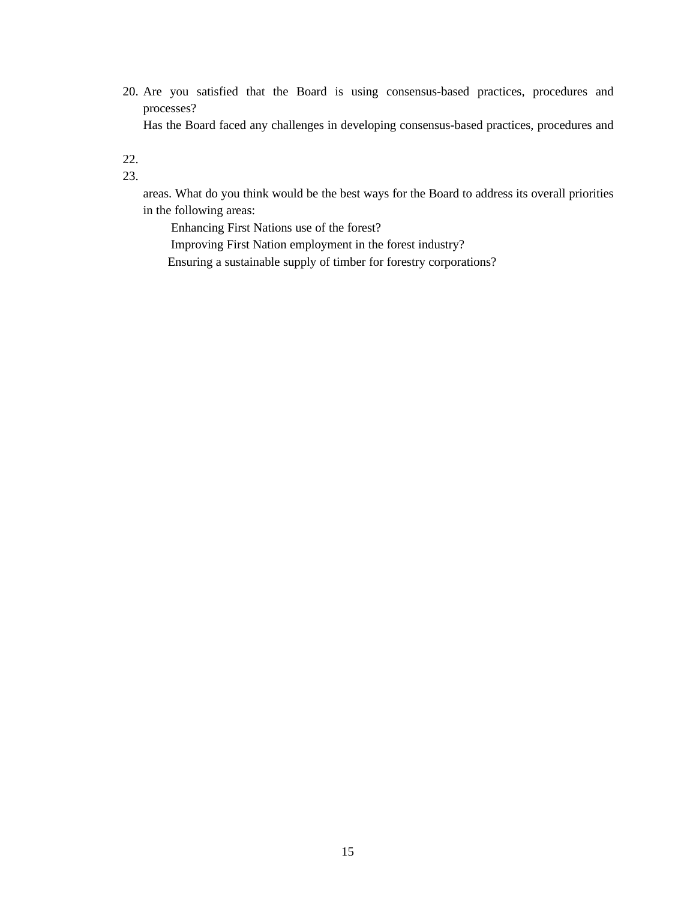20. Are you satisfied that the Board is using consensus-based practices, procedures and processes?

    Has the Board faced any challenges in developing consensus-based practices, procedures and

22.
23.

    areas. What do you think would be the best ways for the Board to address its overall priorities in the following areas:

    - Enhancing First Nations use of the forest?
    - Improving First Nation employment in the forest industry?
    - Ensuring a sustainable supply of timber for forestry corporations?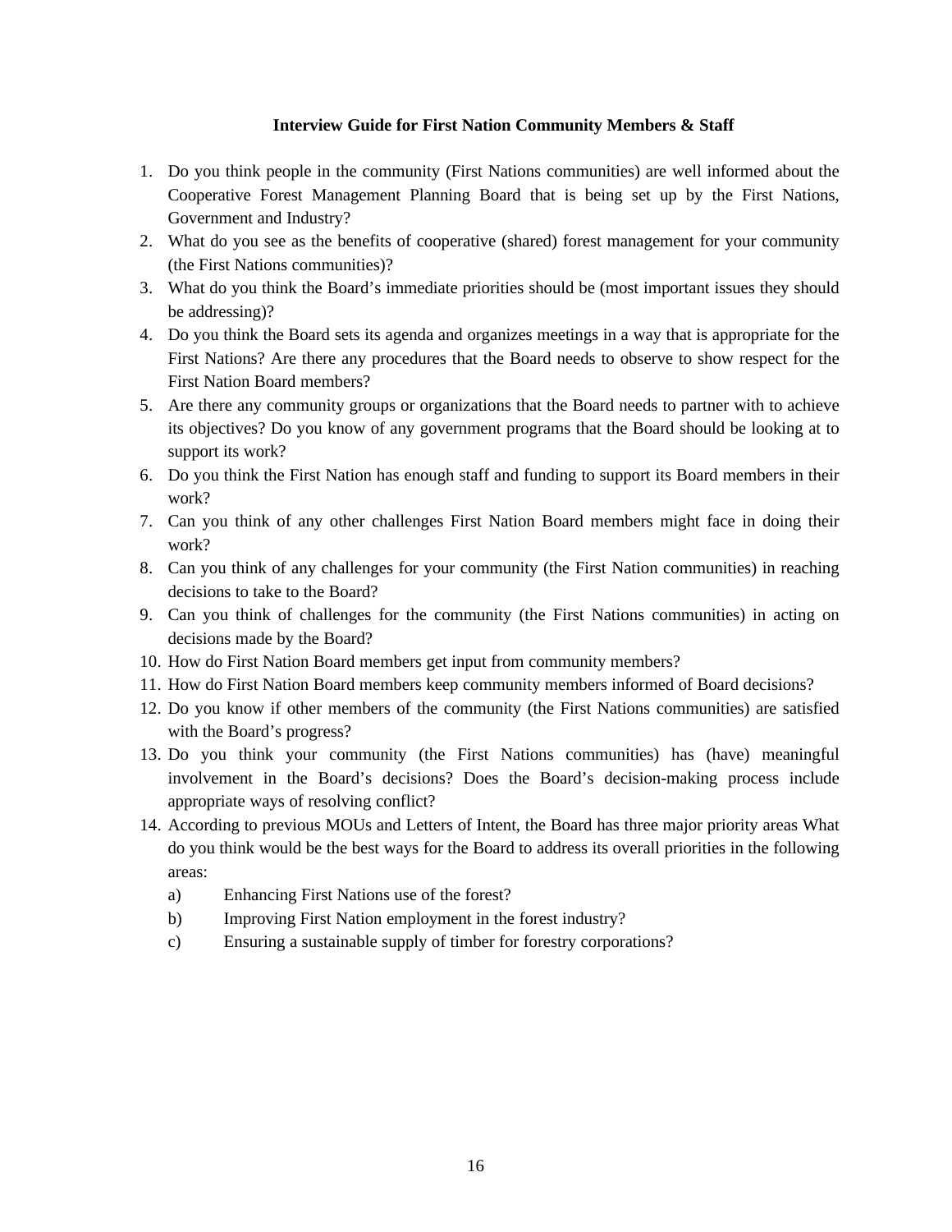## Interview Guide for First Nation Community Members & Staff

1. Do you think people in the community (First Nations communities) are well informed about the Cooperative Forest Management Planning Board that is being set up by the First Nations, Government and Industry?
2. What do you see as the benefits of cooperative (shared) forest management for your community (the First Nations communities)?
3. What do you think the Board's immediate priorities should be (most important issues they should be addressing)?
4. Do you think the Board sets its agenda and organizes meetings in a way that is appropriate for the First Nations? Are there any procedures that the Board needs to observe to show respect for the First Nation Board members?
5. Are there any community groups or organizations that the Board needs to partner with to achieve its objectives? Do you know of any government programs that the Board should be looking at to support its work?
6. Do you think the First Nation has enough staff and funding to support its Board members in their work?
7. Can you think of any other challenges First Nation Board members might face in doing their work?
8. Can you think of any challenges for your community (the First Nation communities) in reaching decisions to take to the Board?
9. Can you think of challenges for the community (the First Nations communities) in acting on decisions made by the Board?
10. How do First Nation Board members get input from community members?
11. How do First Nation Board members keep community members informed of Board decisions?
12. Do you know if other members of the community (the First Nations communities) are satisfied with the Board's progress?
13. Do you think your community (the First Nations communities) has (have) meaningful involvement in the Board's decisions? Does the Board's decision-making process include appropriate ways of resolving conflict?
14. According to previous MOUs and Letters of Intent, the Board has three major priority areas What do you think would be the best ways for the Board to address its overall priorities in the following areas:
    a) Enhancing First Nations use of the forest?
    b) Improving First Nation employment in the forest industry?
    c) Ensuring a sustainable supply of timber for forestry corporations?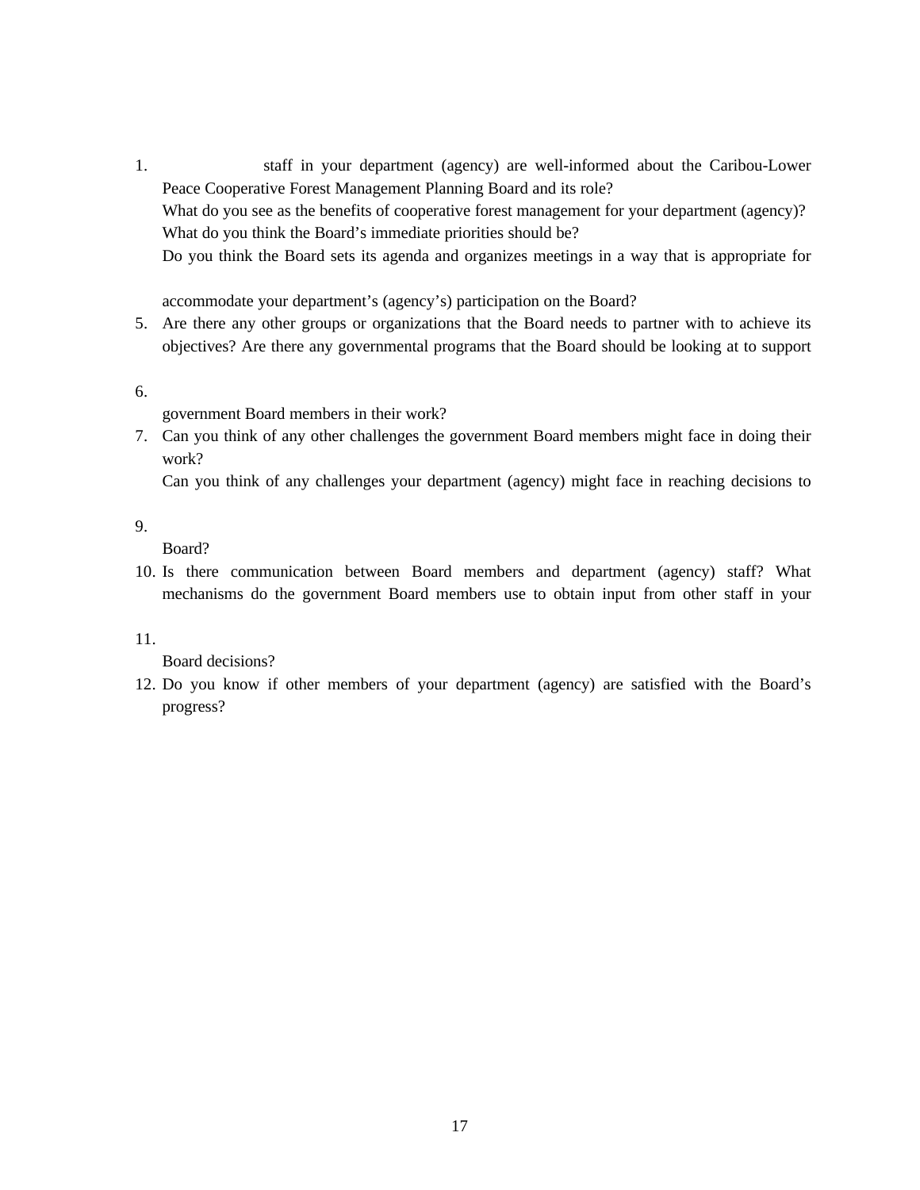1. staff in your department (agency) are well-informed about the Caribou-Lower Peace Cooperative Forest Management Planning Board and its role?
   What do you see as the benefits of cooperative forest management for your department (agency)?
   What do you think the Board's immediate priorities should be?
   Do you think the Board sets its agenda and organizes meetings in a way that is appropriate for

   accommodate your department's (agency's) participation on the Board?
5. Are there any other groups or organizations that the Board needs to partner with to achieve its objectives? Are there any governmental programs that the Board should be looking at to support

6. 
   government Board members in their work?
7. Can you think of any other challenges the government Board members might face in doing their work?
   Can you think of any challenges your department (agency) might face in reaching decisions to

9. 
   Board?
10. Is there communication between Board members and department (agency) staff? What mechanisms do the government Board members use to obtain input from other staff in your

11. 
    Board decisions?
12. Do you know if other members of your department (agency) are satisfied with the Board's progress?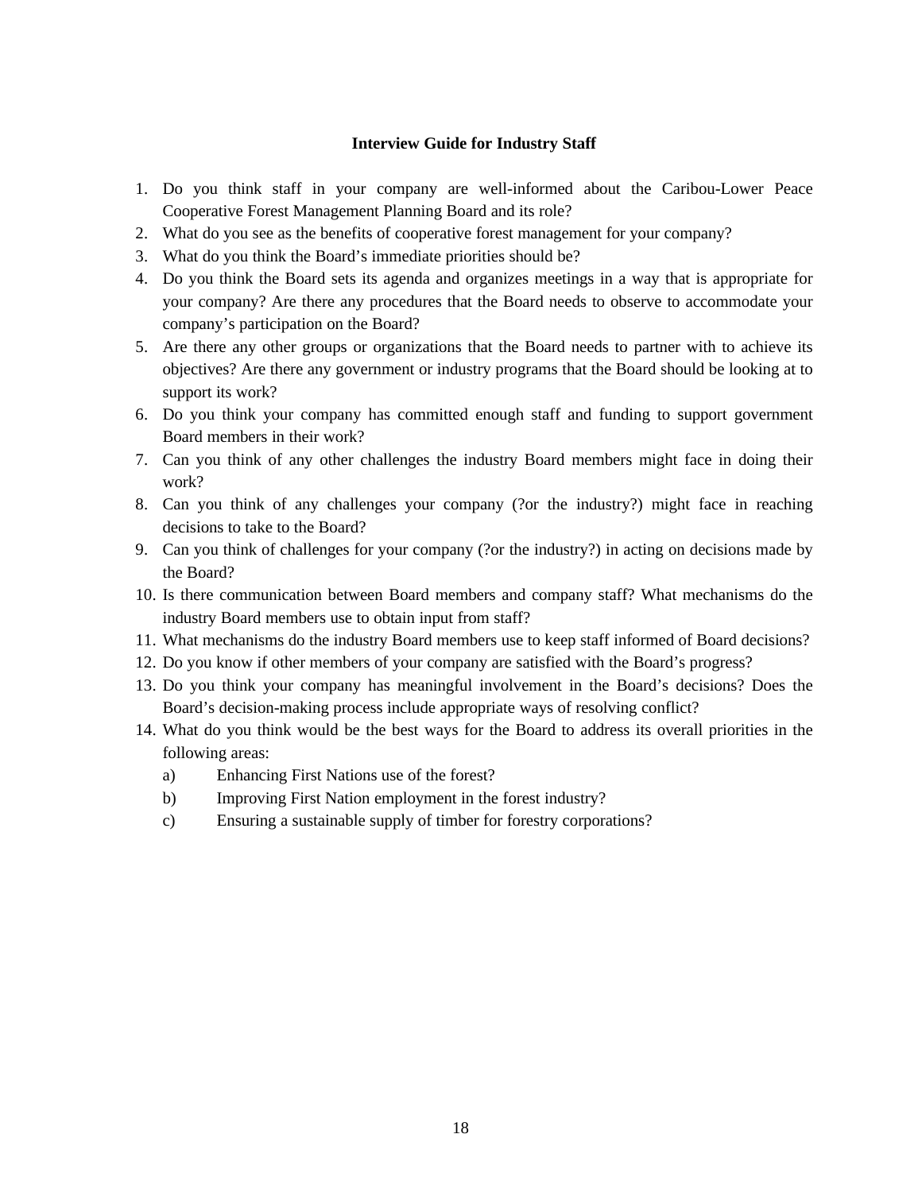**Interview Guide for Industry Staff**

1. Do you think staff in your company are well-informed about the Caribou-Lower Peace Cooperative Forest Management Planning Board and its role?
2. What do you see as the benefits of cooperative forest management for your company?
3. What do you think the Board's immediate priorities should be?
4. Do you think the Board sets its agenda and organizes meetings in a way that is appropriate for your company? Are there any procedures that the Board needs to observe to accommodate your company's participation on the Board?
5. Are there any other groups or organizations that the Board needs to partner with to achieve its objectives? Are there any government or industry programs that the Board should be looking at to support its work?
6. Do you think your company has committed enough staff and funding to support government Board members in their work?
7. Can you think of any other challenges the industry Board members might face in doing their work?
8. Can you think of any challenges your company (?or the industry?) might face in reaching decisions to take to the Board?
9. Can you think of challenges for your company (?or the industry?) in acting on decisions made by the Board?
10. Is there communication between Board members and company staff? What mechanisms do the industry Board members use to obtain input from staff?
11. What mechanisms do the industry Board members use to keep staff informed of Board decisions?
12. Do you know if other members of your company are satisfied with the Board's progress?
13. Do you think your company has meaningful involvement in the Board's decisions? Does the Board's decision-making process include appropriate ways of resolving conflict?
14. What do you think would be the best ways for the Board to address its overall priorities in the following areas:
    a) Enhancing First Nations use of the forest?
    b) Improving First Nation employment in the forest industry?
    c) Ensuring a sustainable supply of timber for forestry corporations?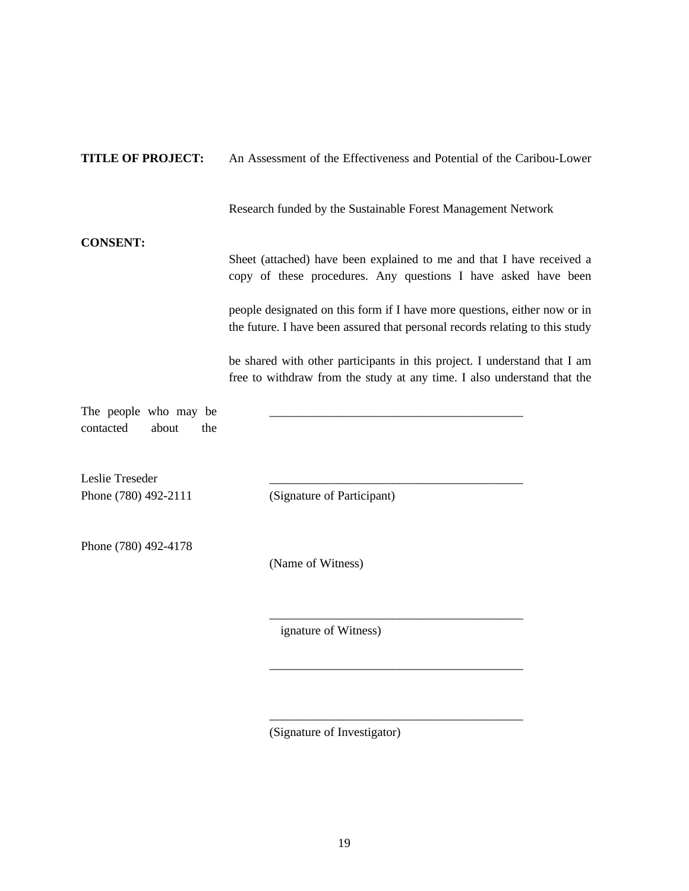**TITLE OF PROJECT:** An Assessment of the Effectiveness and Potential of the Caribou-Lower

Research funded by the Sustainable Forest Management Network

**CONSENT:**

Sheet (attached) have been explained to me and that I have received a copy of these procedures. Any questions I have asked have been

people designated on this form if I have more questions, either now or in the future. I have been assured that personal records relating to this study

be shared with other participants in this project. I understand that I am free to withdraw from the study at any time. I also understand that the

The people who may be contacted about the

\_\_\_\_\_\_\_\_\_\_\_\_\_\_\_\_\_\_\_\_\_\_\_\_\_\_\_\_\_\_\_\_\_\_\_\_\_\_\_\_\_\_

Leslie Treseder
Phone (780) 492-2111

\_\_\_\_\_\_\_\_\_\_\_\_\_\_\_\_\_\_\_\_\_\_\_\_\_\_\_\_\_\_\_\_\_\_\_\_\_\_\_\_\_\_
(Signature of Participant)

Phone (780) 492-4178

(Name of Witness)

\_\_\_\_\_\_\_\_\_\_\_\_\_\_\_\_\_\_\_\_\_\_\_\_\_\_\_\_\_\_\_\_\_\_\_\_\_\_\_\_\_\_
ignature of Witness)

\_\_\_\_\_\_\_\_\_\_\_\_\_\_\_\_\_\_\_\_\_\_\_\_\_\_\_\_\_\_\_\_\_\_\_\_\_\_\_\_\_\_

\_\_\_\_\_\_\_\_\_\_\_\_\_\_\_\_\_\_\_\_\_\_\_\_\_\_\_\_\_\_\_\_\_\_\_\_\_\_\_\_\_\_
(Signature of Investigator)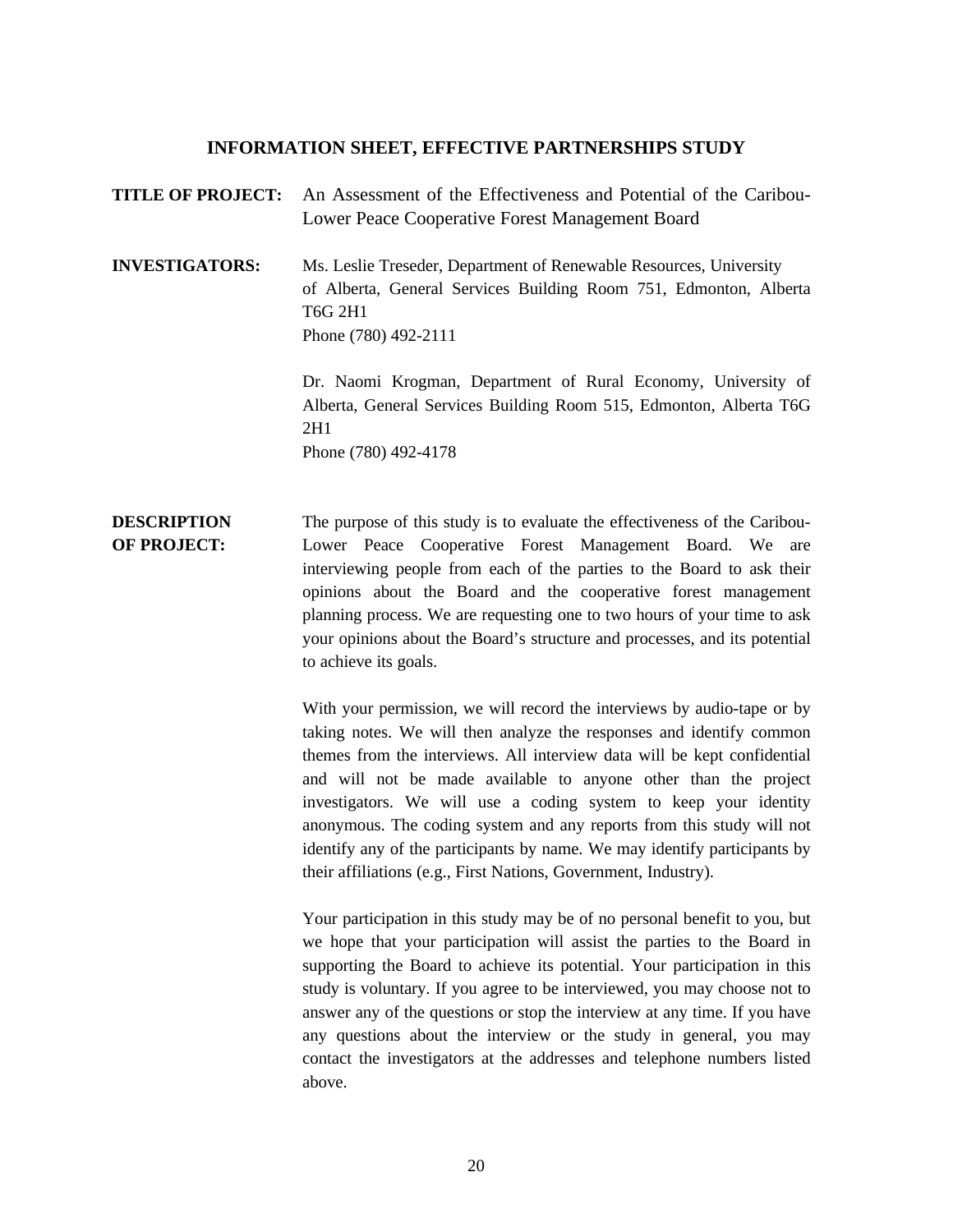## INFORMATION SHEET, EFFECTIVE PARTNERSHIPS STUDY

**TITLE OF PROJECT:** An Assessment of the Effectiveness and Potential of the Caribou-Lower Peace Cooperative Forest Management Board

**INVESTIGATORS:** Ms. Leslie Treseder, Department of Renewable Resources, University of Alberta, General Services Building Room 751, Edmonton, Alberta T6G 2H1
Phone (780) 492-2111

Dr. Naomi Krogman, Department of Rural Economy, University of Alberta, General Services Building Room 515, Edmonton, Alberta T6G 2H1
Phone (780) 492-4178

**DESCRIPTION OF PROJECT:** The purpose of this study is to evaluate the effectiveness of the Caribou-Lower Peace Cooperative Forest Management Board. We are interviewing people from each of the parties to the Board to ask their opinions about the Board and the cooperative forest management planning process. We are requesting one to two hours of your time to ask your opinions about the Board's structure and processes, and its potential to achieve its goals.

With your permission, we will record the interviews by audio-tape or by taking notes. We will then analyze the responses and identify common themes from the interviews. All interview data will be kept confidential and will not be made available to anyone other than the project investigators. We will use a coding system to keep your identity anonymous. The coding system and any reports from this study will not identify any of the participants by name. We may identify participants by their affiliations (e.g., First Nations, Government, Industry).

Your participation in this study may be of no personal benefit to you, but we hope that your participation will assist the parties to the Board in supporting the Board to achieve its potential. Your participation in this study is voluntary. If you agree to be interviewed, you may choose not to answer any of the questions or stop the interview at any time. If you have any questions about the interview or the study in general, you may contact the investigators at the addresses and telephone numbers listed above.